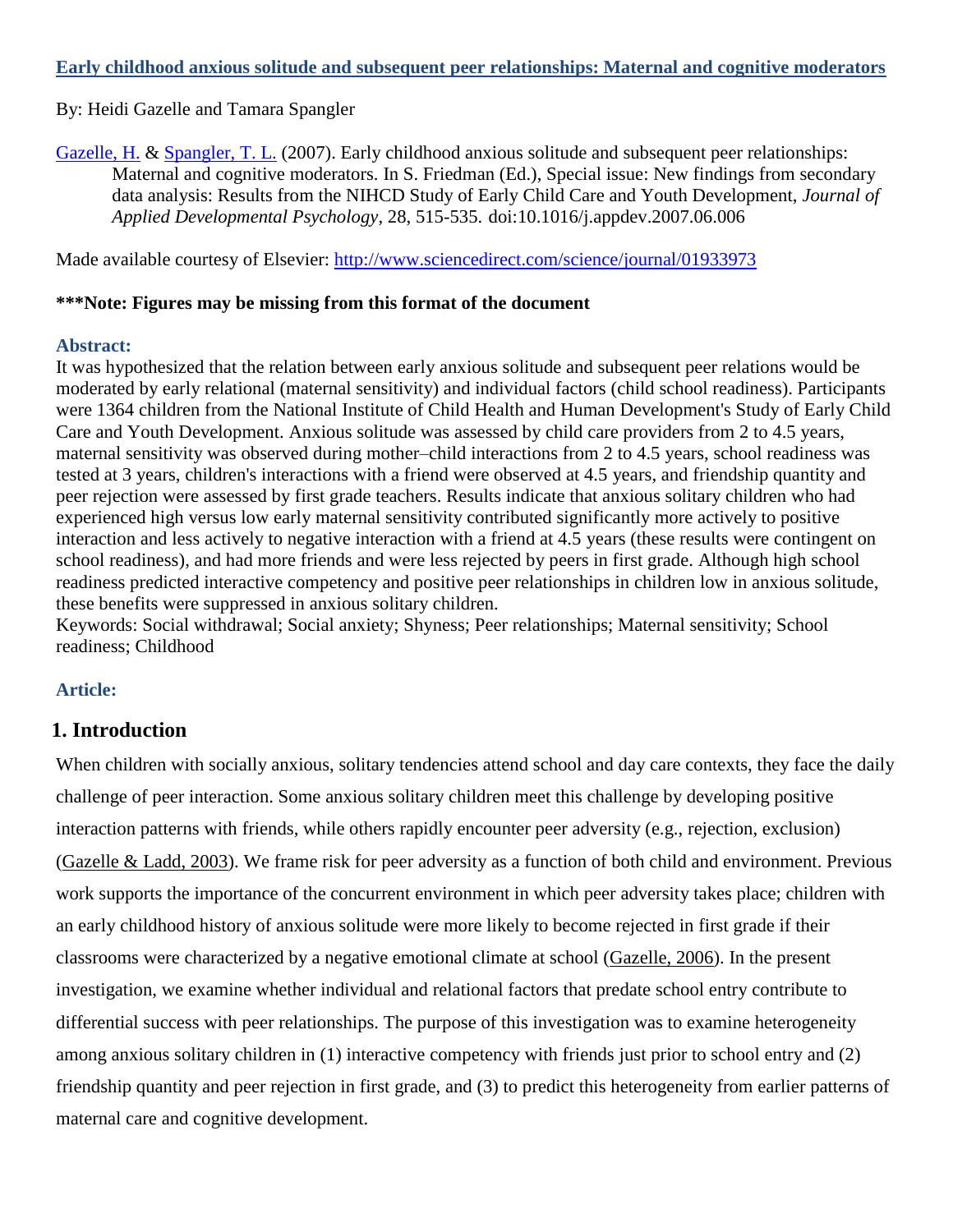**Early childhood anxious solitude and subsequent peer relationships: Maternal and cognitive moderators**

By: Heidi Gazelle and Tamara Spangler

Gazelle, H. & Spangler, T. L. (2007). Early childhood anxious solitude and subsequent peer relationships: Maternal and cognitive moderators. In S. Friedman (Ed.), Special issue: New findings from secondary data analysis: Results from the NIHCD Study of Early Child Care and Youth Development, *Journal of Applied Developmental Psychology*, 28, 515-535. doi:10.1016/j.appdev.2007.06.006

Made available courtesy of Elsevier: http://www.sciencedirect.com/science/journal/01933973

**\*\*\*Note: Figures may be missing from this format of the document**

### Abstract:

It was hypothesized that the relation between early anxious solitude and subsequent peer relations would be moderated by early relational (maternal sensitivity) and individual factors (child school readiness). Participants were 1364 children from the National Institute of Child Health and Human Development's Study of Early Child Care and Youth Development. Anxious solitude was assessed by child care providers from 2 to 4.5 years, maternal sensitivity was observed during mother–child interactions from 2 to 4.5 years, school readiness was tested at 3 years, children's interactions with a friend were observed at 4.5 years, and friendship quantity and peer rejection were assessed by first grade teachers. Results indicate that anxious solitary children who had experienced high versus low early maternal sensitivity contributed significantly more actively to positive interaction and less actively to negative interaction with a friend at 4.5 years (these results were contingent on school readiness), and had more friends and were less rejected by peers in first grade. Although high school readiness predicted interactive competency and positive peer relationships in children low in anxious solitude, these benefits were suppressed in anxious solitary children.

Keywords: Social withdrawal; Social anxiety; Shyness; Peer relationships; Maternal sensitivity; School readiness; Childhood

### Article:

## 1. Introduction

When children with socially anxious, solitary tendencies attend school and day care contexts, they face the daily challenge of peer interaction. Some anxious solitary children meet this challenge by developing positive interaction patterns with friends, while others rapidly encounter peer adversity (e.g., rejection, exclusion) (Gazelle & Ladd, 2003). We frame risk for peer adversity as a function of both child and environment. Previous work supports the importance of the concurrent environment in which peer adversity takes place; children with an early childhood history of anxious solitude were more likely to become rejected in first grade if their classrooms were characterized by a negative emotional climate at school (Gazelle, 2006). In the present investigation, we examine whether individual and relational factors that predate school entry contribute to differential success with peer relationships. The purpose of this investigation was to examine heterogeneity among anxious solitary children in (1) interactive competency with friends just prior to school entry and (2) friendship quantity and peer rejection in first grade, and (3) to predict this heterogeneity from earlier patterns of maternal care and cognitive development.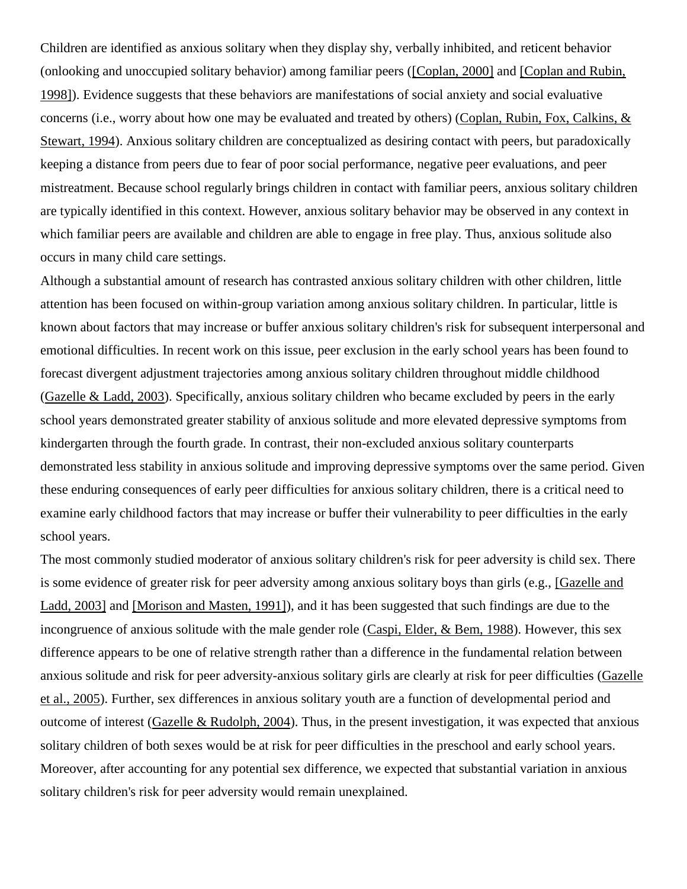Children are identified as anxious solitary when they display shy, verbally inhibited, and reticent behavior (onlooking and unoccupied solitary behavior) among familiar peers ([Coplan, 2000] and [Coplan and Rubin, 1998]). Evidence suggests that these behaviors are manifestations of social anxiety and social evaluative concerns (i.e., worry about how one may be evaluated and treated by others) (Coplan, Rubin, Fox, Calkins, & Stewart, 1994). Anxious solitary children are conceptualized as desiring contact with peers, but paradoxically keeping a distance from peers due to fear of poor social performance, negative peer evaluations, and peer mistreatment. Because school regularly brings children in contact with familiar peers, anxious solitary children are typically identified in this context. However, anxious solitary behavior may be observed in any context in which familiar peers are available and children are able to engage in free play. Thus, anxious solitude also occurs in many child care settings.

Although a substantial amount of research has contrasted anxious solitary children with other children, little attention has been focused on within-group variation among anxious solitary children. In particular, little is known about factors that may increase or buffer anxious solitary children's risk for subsequent interpersonal and emotional difficulties. In recent work on this issue, peer exclusion in the early school years has been found to forecast divergent adjustment trajectories among anxious solitary children throughout middle childhood (Gazelle & Ladd, 2003). Specifically, anxious solitary children who became excluded by peers in the early school years demonstrated greater stability of anxious solitude and more elevated depressive symptoms from kindergarten through the fourth grade. In contrast, their non-excluded anxious solitary counterparts demonstrated less stability in anxious solitude and improving depressive symptoms over the same period. Given these enduring consequences of early peer difficulties for anxious solitary children, there is a critical need to examine early childhood factors that may increase or buffer their vulnerability to peer difficulties in the early school years.

The most commonly studied moderator of anxious solitary children's risk for peer adversity is child sex. There is some evidence of greater risk for peer adversity among anxious solitary boys than girls (e.g., [Gazelle and Ladd, 2003] and [Morison and Masten, 1991]), and it has been suggested that such findings are due to the incongruence of anxious solitude with the male gender role (Caspi, Elder, & Bem, 1988). However, this sex difference appears to be one of relative strength rather than a difference in the fundamental relation between anxious solitude and risk for peer adversity-anxious solitary girls are clearly at risk for peer difficulties (Gazelle et al., 2005). Further, sex differences in anxious solitary youth are a function of developmental period and outcome of interest (Gazelle & Rudolph, 2004). Thus, in the present investigation, it was expected that anxious solitary children of both sexes would be at risk for peer difficulties in the preschool and early school years. Moreover, after accounting for any potential sex difference, we expected that substantial variation in anxious solitary children's risk for peer adversity would remain unexplained.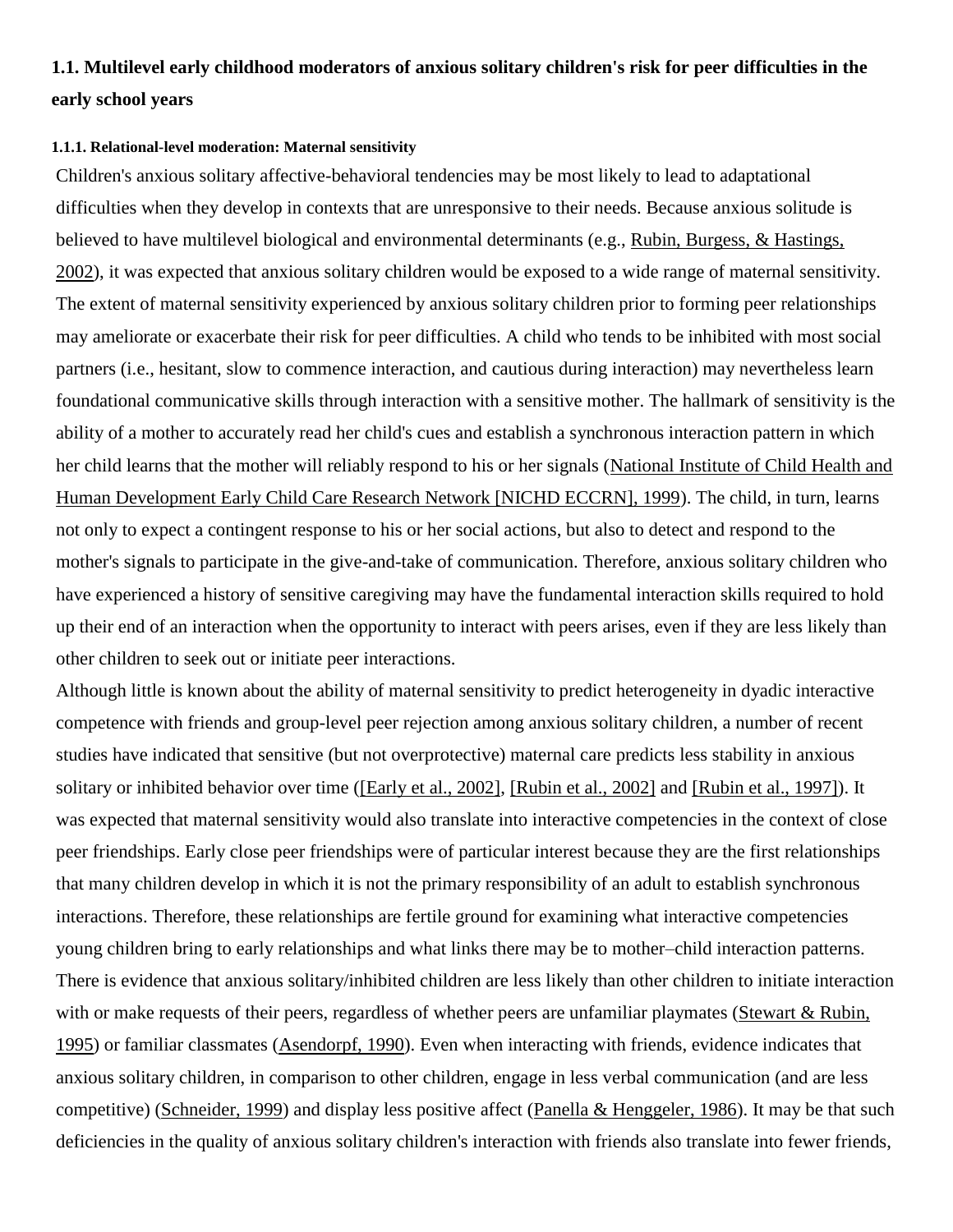### 1.1. Multilevel early childhood moderators of anxious solitary children's risk for peer difficulties in the early school years

#### 1.1.1. Relational-level moderation: Maternal sensitivity

Children's anxious solitary affective-behavioral tendencies may be most likely to lead to adaptational difficulties when they develop in contexts that are unresponsive to their needs. Because anxious solitude is believed to have multilevel biological and environmental determinants (e.g., Rubin, Burgess, & Hastings, 2002), it was expected that anxious solitary children would be exposed to a wide range of maternal sensitivity. The extent of maternal sensitivity experienced by anxious solitary children prior to forming peer relationships may ameliorate or exacerbate their risk for peer difficulties. A child who tends to be inhibited with most social partners (i.e., hesitant, slow to commence interaction, and cautious during interaction) may nevertheless learn foundational communicative skills through interaction with a sensitive mother. The hallmark of sensitivity is the ability of a mother to accurately read her child's cues and establish a synchronous interaction pattern in which her child learns that the mother will reliably respond to his or her signals (National Institute of Child Health and Human Development Early Child Care Research Network [NICHD ECCRN], 1999). The child, in turn, learns not only to expect a contingent response to his or her social actions, but also to detect and respond to the mother's signals to participate in the give-and-take of communication. Therefore, anxious solitary children who have experienced a history of sensitive caregiving may have the fundamental interaction skills required to hold up their end of an interaction when the opportunity to interact with peers arises, even if they are less likely than other children to seek out or initiate peer interactions.

Although little is known about the ability of maternal sensitivity to predict heterogeneity in dyadic interactive competence with friends and group-level peer rejection among anxious solitary children, a number of recent studies have indicated that sensitive (but not overprotective) maternal care predicts less stability in anxious solitary or inhibited behavior over time ([Early et al., 2002], [Rubin et al., 2002] and [Rubin et al., 1997]). It was expected that maternal sensitivity would also translate into interactive competencies in the context of close peer friendships. Early close peer friendships were of particular interest because they are the first relationships that many children develop in which it is not the primary responsibility of an adult to establish synchronous interactions. Therefore, these relationships are fertile ground for examining what interactive competencies young children bring to early relationships and what links there may be to mother–child interaction patterns. There is evidence that anxious solitary/inhibited children are less likely than other children to initiate interaction with or make requests of their peers, regardless of whether peers are unfamiliar playmates (Stewart & Rubin, 1995) or familiar classmates (Asendorpf, 1990). Even when interacting with friends, evidence indicates that anxious solitary children, in comparison to other children, engage in less verbal communication (and are less competitive) (Schneider, 1999) and display less positive affect (Panella & Henggeler, 1986). It may be that such deficiencies in the quality of anxious solitary children's interaction with friends also translate into fewer friends,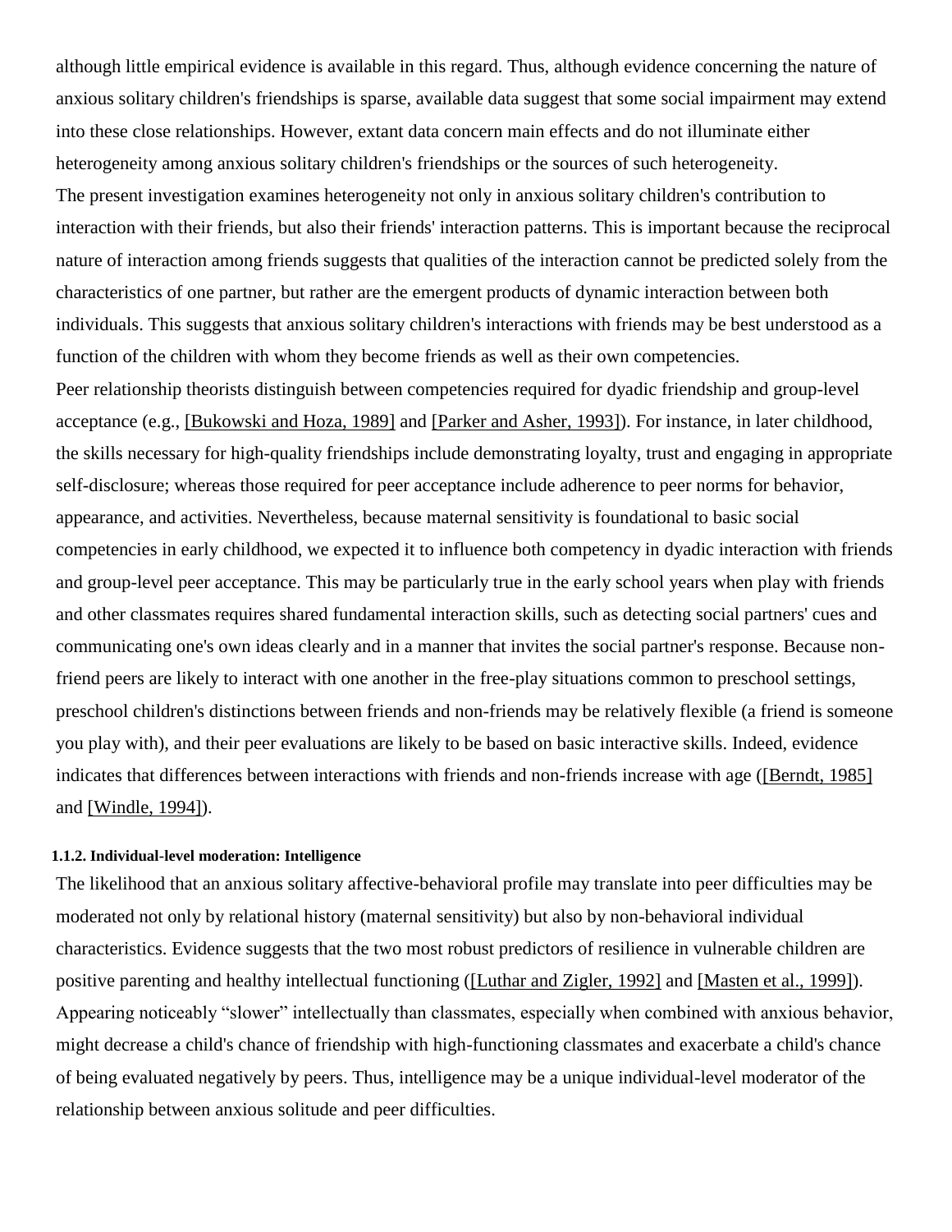although little empirical evidence is available in this regard. Thus, although evidence concerning the nature of anxious solitary children's friendships is sparse, available data suggest that some social impairment may extend into these close relationships. However, extant data concern main effects and do not illuminate either heterogeneity among anxious solitary children's friendships or the sources of such heterogeneity.

The present investigation examines heterogeneity not only in anxious solitary children's contribution to interaction with their friends, but also their friends' interaction patterns. This is important because the reciprocal nature of interaction among friends suggests that qualities of the interaction cannot be predicted solely from the characteristics of one partner, but rather are the emergent products of dynamic interaction between both individuals. This suggests that anxious solitary children's interactions with friends may be best understood as a function of the children with whom they become friends as well as their own competencies.

Peer relationship theorists distinguish between competencies required for dyadic friendship and group-level acceptance (e.g., [Bukowski and Hoza, 1989] and [Parker and Asher, 1993]). For instance, in later childhood, the skills necessary for high-quality friendships include demonstrating loyalty, trust and engaging in appropriate self-disclosure; whereas those required for peer acceptance include adherence to peer norms for behavior, appearance, and activities. Nevertheless, because maternal sensitivity is foundational to basic social competencies in early childhood, we expected it to influence both competency in dyadic interaction with friends and group-level peer acceptance. This may be particularly true in the early school years when play with friends and other classmates requires shared fundamental interaction skills, such as detecting social partners' cues and communicating one's own ideas clearly and in a manner that invites the social partner's response. Because non-friend peers are likely to interact with one another in the free-play situations common to preschool settings, preschool children's distinctions between friends and non-friends may be relatively flexible (a friend is someone you play with), and their peer evaluations are likely to be based on basic interactive skills. Indeed, evidence indicates that differences between interactions with friends and non-friends increase with age ([Berndt, 1985] and [Windle, 1994]).

#### 1.1.2. Individual-level moderation: Intelligence

The likelihood that an anxious solitary affective-behavioral profile may translate into peer difficulties may be moderated not only by relational history (maternal sensitivity) but also by non-behavioral individual characteristics. Evidence suggests that the two most robust predictors of resilience in vulnerable children are positive parenting and healthy intellectual functioning ([Luthar and Zigler, 1992] and [Masten et al., 1999]). Appearing noticeably "slower" intellectually than classmates, especially when combined with anxious behavior, might decrease a child's chance of friendship with high-functioning classmates and exacerbate a child's chance of being evaluated negatively by peers. Thus, intelligence may be a unique individual-level moderator of the relationship between anxious solitude and peer difficulties.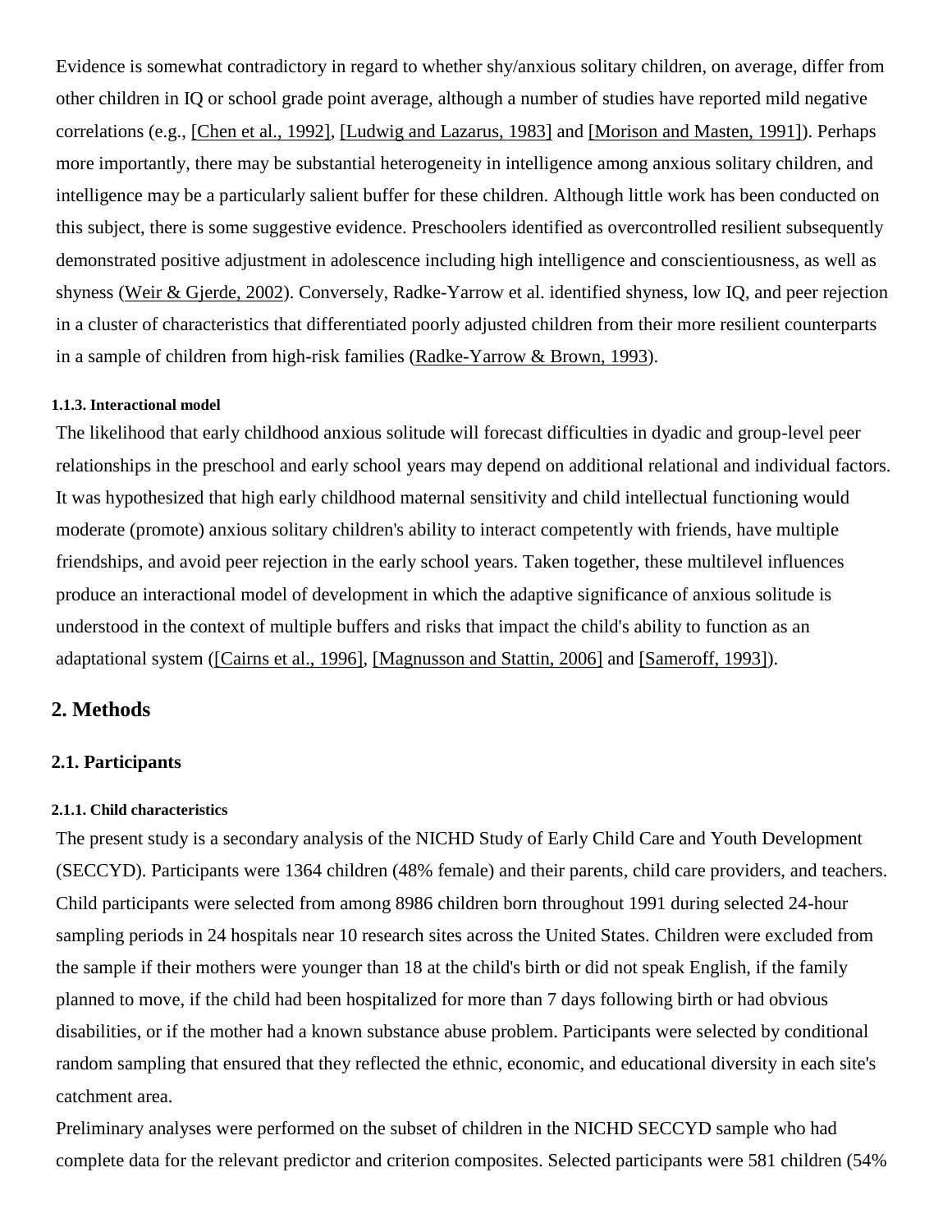Evidence is somewhat contradictory in regard to whether shy/anxious solitary children, on average, differ from other children in IQ or school grade point average, although a number of studies have reported mild negative correlations (e.g., [Chen et al., 1992], [Ludwig and Lazarus, 1983] and [Morison and Masten, 1991]). Perhaps more importantly, there may be substantial heterogeneity in intelligence among anxious solitary children, and intelligence may be a particularly salient buffer for these children. Although little work has been conducted on this subject, there is some suggestive evidence. Preschoolers identified as overcontrolled resilient subsequently demonstrated positive adjustment in adolescence including high intelligence and conscientiousness, as well as shyness (Weir & Gjerde, 2002). Conversely, Radke-Yarrow et al. identified shyness, low IQ, and peer rejection in a cluster of characteristics that differentiated poorly adjusted children from their more resilient counterparts in a sample of children from high-risk families (Radke-Yarrow & Brown, 1993).

#### 1.1.3. Interactional model

The likelihood that early childhood anxious solitude will forecast difficulties in dyadic and group-level peer relationships in the preschool and early school years may depend on additional relational and individual factors. It was hypothesized that high early childhood maternal sensitivity and child intellectual functioning would moderate (promote) anxious solitary children's ability to interact competently with friends, have multiple friendships, and avoid peer rejection in the early school years. Taken together, these multilevel influences produce an interactional model of development in which the adaptive significance of anxious solitude is understood in the context of multiple buffers and risks that impact the child's ability to function as an adaptational system ([Cairns et al., 1996], [Magnusson and Stattin, 2006] and [Sameroff, 1993]).

## 2. Methods

### 2.1. Participants

#### 2.1.1. Child characteristics

The present study is a secondary analysis of the NICHD Study of Early Child Care and Youth Development (SECCYD). Participants were 1364 children (48% female) and their parents, child care providers, and teachers. Child participants were selected from among 8986 children born throughout 1991 during selected 24-hour sampling periods in 24 hospitals near 10 research sites across the United States. Children were excluded from the sample if their mothers were younger than 18 at the child's birth or did not speak English, if the family planned to move, if the child had been hospitalized for more than 7 days following birth or had obvious disabilities, or if the mother had a known substance abuse problem. Participants were selected by conditional random sampling that ensured that they reflected the ethnic, economic, and educational diversity in each site's catchment area.

Preliminary analyses were performed on the subset of children in the NICHD SECCYD sample who had complete data for the relevant predictor and criterion composites. Selected participants were 581 children (54%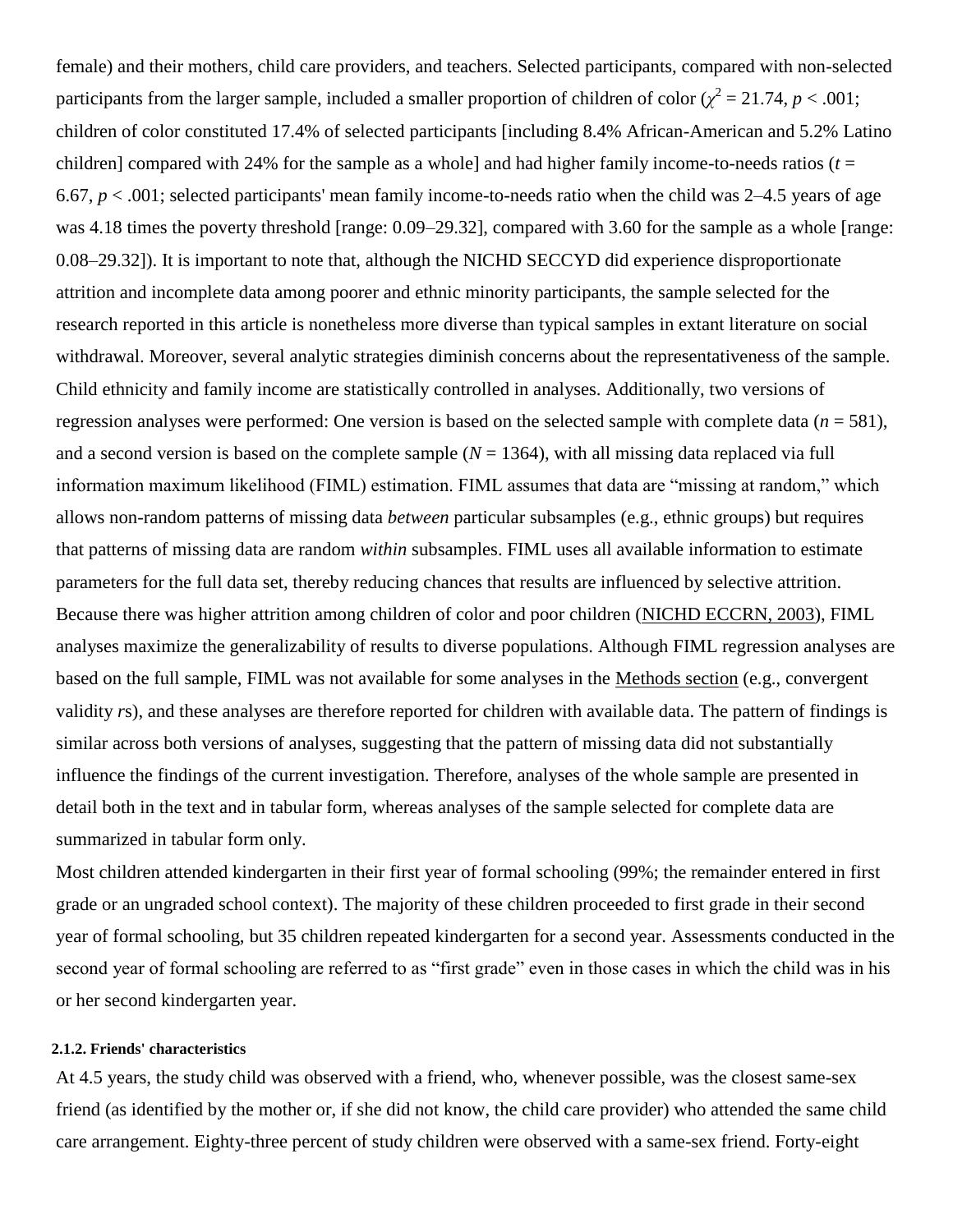female) and their mothers, child care providers, and teachers. Selected participants, compared with non-selected participants from the larger sample, included a smaller proportion of children of color ($\chi^2 = 21.74$, $p < .001$; children of color constituted 17.4% of selected participants [including 8.4% African-American and 5.2% Latino children] compared with 24% for the sample as a whole] and had higher family income-to-needs ratios ($t = 6.67$, $p < .001$; selected participants' mean family income-to-needs ratio when the child was 2–4.5 years of age was 4.18 times the poverty threshold [range: 0.09–29.32], compared with 3.60 for the sample as a whole [range: 0.08–29.32]). It is important to note that, although the NICHD SECCYD did experience disproportionate attrition and incomplete data among poorer and ethnic minority participants, the sample selected for the research reported in this article is nonetheless more diverse than typical samples in extant literature on social withdrawal. Moreover, several analytic strategies diminish concerns about the representativeness of the sample. Child ethnicity and family income are statistically controlled in analyses. Additionally, two versions of regression analyses were performed: One version is based on the selected sample with complete data ($n = 581$), and a second version is based on the complete sample ($N = 1364$), with all missing data replaced via full information maximum likelihood (FIML) estimation. FIML assumes that data are "missing at random," which allows non-random patterns of missing data *between* particular subsamples (e.g., ethnic groups) but requires that patterns of missing data are random *within* subsamples. FIML uses all available information to estimate parameters for the full data set, thereby reducing chances that results are influenced by selective attrition. Because there was higher attrition among children of color and poor children (NICHD ECCRN, 2003), FIML analyses maximize the generalizability of results to diverse populations. Although FIML regression analyses are based on the full sample, FIML was not available for some analyses in the Methods section (e.g., convergent validity *r*s), and these analyses are therefore reported for children with available data. The pattern of findings is similar across both versions of analyses, suggesting that the pattern of missing data did not substantially influence the findings of the current investigation. Therefore, analyses of the whole sample are presented in detail both in the text and in tabular form, whereas analyses of the sample selected for complete data are summarized in tabular form only.

Most children attended kindergarten in their first year of formal schooling (99%; the remainder entered in first grade or an ungraded school context). The majority of these children proceeded to first grade in their second year of formal schooling, but 35 children repeated kindergarten for a second year. Assessments conducted in the second year of formal schooling are referred to as "first grade" even in those cases in which the child was in his or her second kindergarten year.

#### 2.1.2. Friends' characteristics

At 4.5 years, the study child was observed with a friend, who, whenever possible, was the closest same-sex friend (as identified by the mother or, if she did not know, the child care provider) who attended the same child care arrangement. Eighty-three percent of study children were observed with a same-sex friend. Forty-eight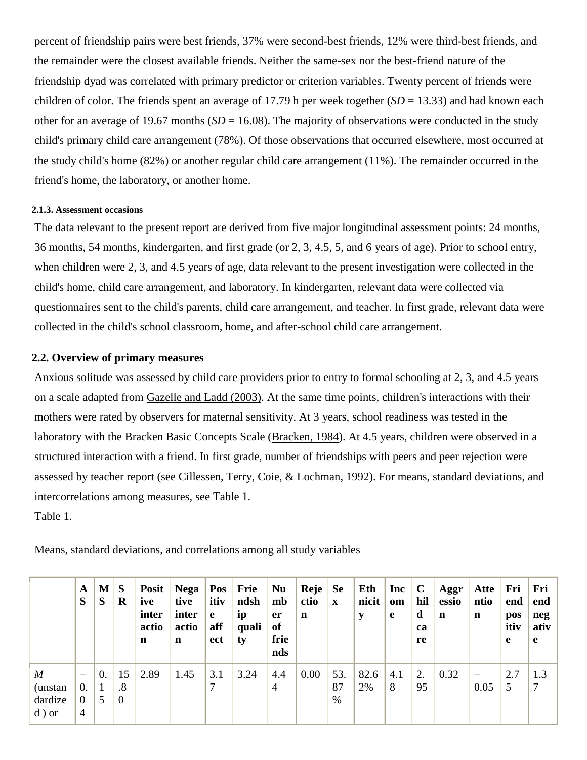percent of friendship pairs were best friends, 37% were second-best friends, 12% were third-best friends, and the remainder were the closest available friends. Neither the same-sex nor the best-friend nature of the friendship dyad was correlated with primary predictor or criterion variables. Twenty percent of friends were children of color. The friends spent an average of 17.79 h per week together (*SD* = 13.33) and had known each other for an average of 19.67 months (*SD* = 16.08). The majority of observations were conducted in the study child's primary child care arrangement (78%). Of those observations that occurred elsewhere, most occurred at the study child's home (82%) or another regular child care arrangement (11%). The remainder occurred in the friend's home, the laboratory, or another home.

#### 2.1.3. Assessment occasions

The data relevant to the present report are derived from five major longitudinal assessment points: 24 months, 36 months, 54 months, kindergarten, and first grade (or 2, 3, 4.5, 5, and 6 years of age). Prior to school entry, when children were 2, 3, and 4.5 years of age, data relevant to the present investigation were collected in the child's home, child care arrangement, and laboratory. In kindergarten, relevant data were collected via questionnaires sent to the child's parents, child care arrangement, and teacher. In first grade, relevant data were collected in the child's school classroom, home, and after-school child care arrangement.

### 2.2. Overview of primary measures

Anxious solitude was assessed by child care providers prior to entry to formal schooling at 2, 3, and 4.5 years on a scale adapted from Gazelle and Ladd (2003). At the same time points, children's interactions with their mothers were rated by observers for maternal sensitivity. At 3 years, school readiness was tested in the laboratory with the Bracken Basic Concepts Scale (Bracken, 1984). At 4.5 years, children were observed in a structured interaction with a friend. In first grade, number of friendships with peers and peer rejection were assessed by teacher report (see Cillessen, Terry, Coie, & Lochman, 1992). For means, standard deviations, and intercorrelations among measures, see Table 1.

Table 1.

Means, standard deviations, and correlations among all study variables

| | AS | MS | SR | Positive interaction | Negative interaction | Positive affect | Friendship quality | Number of friends | Rejection | Sex | Ethnicity | Income | Child care | Aggression | Attention | Friend positive | Friend negative |
|---|---|---|---|---|---|---|---|---|---|---|---|---|---|---|---|---|---|
| *M* (unstandardized) or | −0.04 | 0.15 | 15.80 | 2.89 | 1.45 | 3.17 | 3.24 | 4.44 | 0.00 | 53.87% | 82.62% | 4.18 | 2.95 | 0.32 | −0.05 | 2.75 | 1.37 |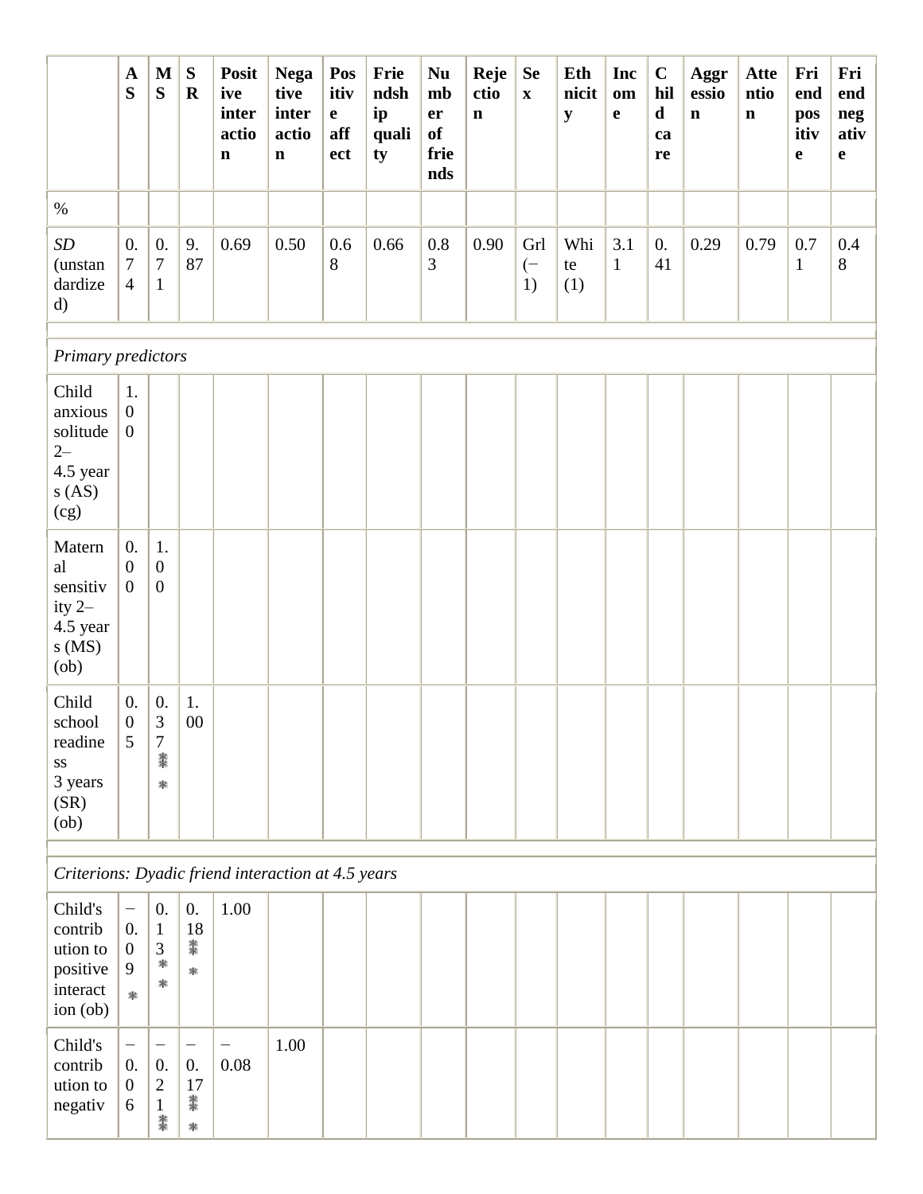| | AS | MS | SR | Positive interaction | Negative interaction | Positive affect | Friendship quality | Number of friends | Rejection | Sex | Ethnicity | Income | Child care | Aggression | Attention | Friend positive | Friend negative |
|---|---|---|---|---|---|---|---|---|---|---|---|---|---|---|---|---|---|
| % | | | | | | | | | | | | | | | | | |
| *SD* (unstandardized) | 0.74 | 0.71 | 9.87 | 0.69 | 0.50 | 0.68 | 0.66 | 0.83 | 0.90 | Grl (−1) | White (1) | 3.11 | 0.41 | 0.29 | 0.79 | 0.71 | 0.48 |
| *Primary predictors* | | | | | | | | | | | | | | | | | |
| Child anxious solitude 2–4.5 years (AS) (cg) | 1.00 | | | | | | | | | | | | | | | | |
| Maternal sensitivity 2–4.5 years (MS) (ob) | 0.00 | 1.00 | | | | | | | | | | | | | | | |
| Child school readiness 3 years (SR) (ob) | 0.05 | 0.37*** | 1.00 | | | | | | | | | | | | | | |
| *Criterions: Dyadic friend interaction at 4.5 years* | | | | | | | | | | | | | | | | | |
| Child's contribution to positive interaction (ob) | −0.09* | 0.13** | 0.18*** | 1.00 | | | | | | | | | | | | | |
| Child's contribution to negativ | −0.06 | −0.21*** | −0.17*** | −0.08 | 1.00 | | | | | | | | | | | | |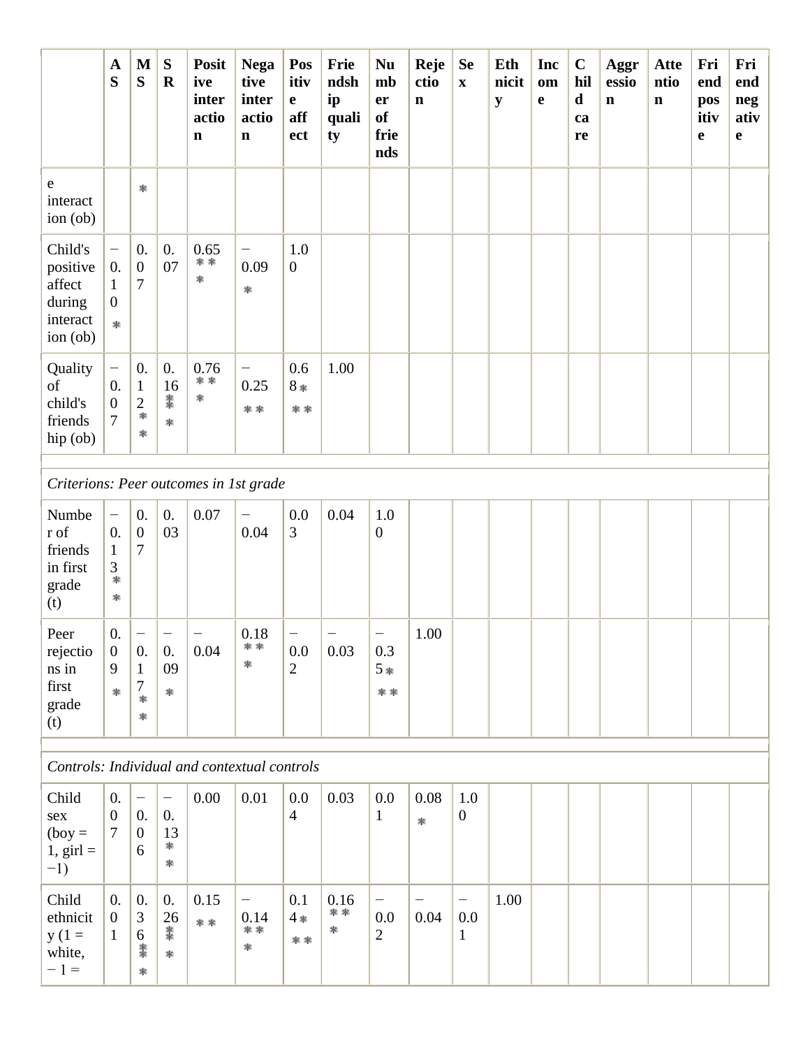|  | AS | MS | SR | Positive interaction | Negative interaction | Positive affect | Friendship quality | Number of friends | Rejection | Sex | Ethnicity | Income | Child care | Aggression | Attention | Friend positive | Friend negative |
|---|---|---|---|---|---|---|---|---|---|---|---|---|---|---|---|---|---|
| e interaction (ob) |  | * |  |  |  |  |  |  |  |  |  |  |  |  |  |  |  |
| Child's positive affect during interaction (ob) | −0.10 * | 0.07 | 0.07 | 0.65 *** | −0.09 * | 1.00 |  |  |  |  |  |  |  |  |  |  |  |
| Quality of child's friendship (ob) | −0.07 | 0.12 ** | 0.16 *** | 0.76 *** | −0.25 ** | 0.68 *** | 1.00 |  |  |  |  |  |  |  |  |  |  |
| *Criterions: Peer outcomes in 1st grade* |  |  |  |  |  |  |  |  |  |  |  |  |  |  |  |  |  |
| Number of friends in first grade (t) | −0.13 ** | 0.07 | 0.03 | 0.07 | −0.04 | 0.03 | 0.04 | 1.00 |  |  |  |  |  |  |  |  |  |
| Peer rejections in first grade (t) | 0.09 * | −0.17 ** | −0.09 * | −0.04 | 0.18 *** | −0.02 | −0.03 | −0.35 *** | 1.00 |  |  |  |  |  |  |  |  |
| *Controls: Individual and contextual controls* |  |  |  |  |  |  |  |  |  |  |  |  |  |  |  |  |  |
| Child sex (boy = 1, girl = −1) | 0.07 | −0.06 | −0.13 ** | 0.00 | 0.01 | 0.04 | 0.03 | 0.01 | 0.08 * | 1.00 |  |  |  |  |  |  |  |
| Child ethnicity (1 = white, − 1 = | 0.01 | 0.36 *** | 0.26 *** | 0.15 ** | −0.14 *** | 0.14 *** | 0.16 *** | −0.02 | −0.04 | −0.01 | 1.00 |  |  |  |  |  |  |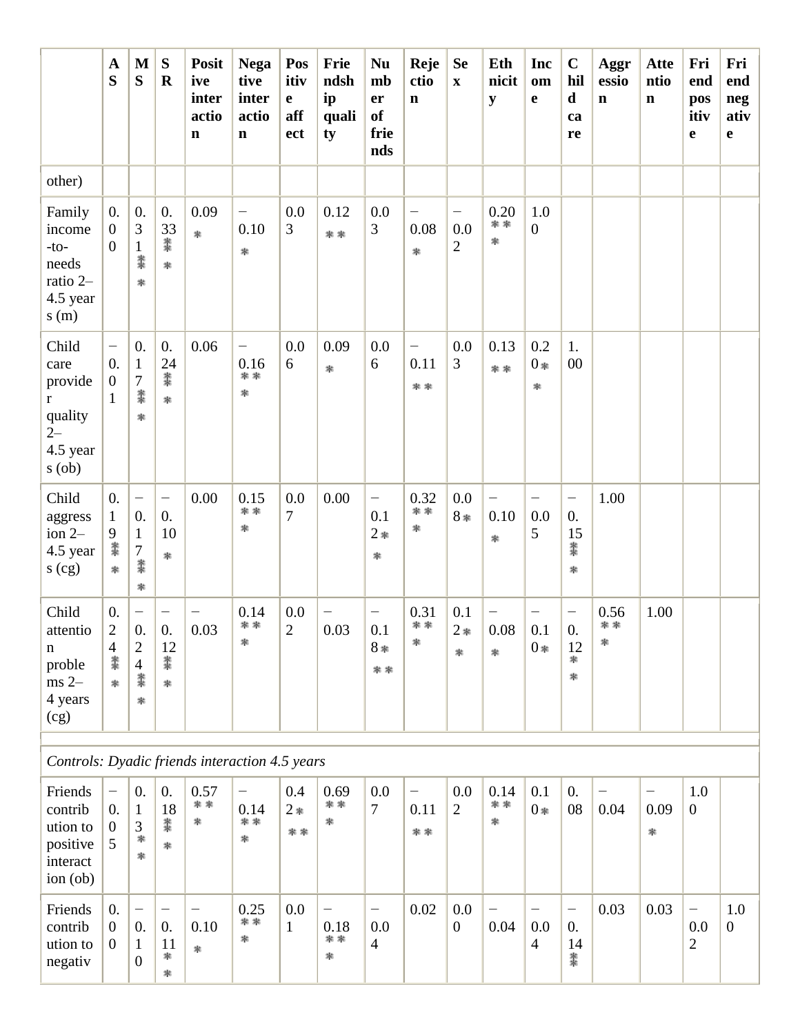| | AS | MS | SR | Positive interaction | Negative interaction | Positive affect | Friendship quality | Number of friends | Rejection | Sex | Ethnicity | Income | Child care | Aggression | Attention | Friend positive | Friend negative |
|---|---|---|---|---|---|---|---|---|---|---|---|---|---|---|---|---|---|
| other) | | | | | | | | | | | | | | | | | |
| Family income-to-needs ratio 2–4.5 years (m) | 0.00 | 0.31*** | 0.33*** | 0.09* | −0.10* | 0.03 | 0.12** | 0.03 | −0.08* | −0.02 | 0.20*** | 1.00 | | | | | |
| Child care provider quality 2–4.5 years (ob) | −0.01 | 0.17*** | 0.24*** | 0.06 | −0.16*** | 0.06 | 0.09* | 0.06 | −0.11** | 0.03 | 0.13** | 0.20** | 1.00 | | | | |
| Child aggression 2–4.5 years (cg) | 0.19*** | −0.17*** | −0.10* | 0.00 | 0.15*** | 0.07 | 0.00 | −0.12** | 0.32*** | 0.08* | −0.10* | −0.05 | −0.15*** | 1.00 | | | |
| Child attention problems 2–4 years (cg) | 0.24*** | −0.24*** | −0.12*** | −0.03 | 0.14*** | 0.02 | −0.03 | −0.18*** | 0.31*** | 0.12** | −0.08* | −0.10* | −0.12** | 0.56*** | 1.00 | | |
| *Controls: Dyadic friends interaction 4.5 years* | | | | | | | | | | | | | | | | | |
| Friends contribution to positive interaction (ob) | −0.05 | 0.13** | 0.18*** | 0.57*** | −0.14*** | 0.42*** | 0.69*** | 0.07 | −0.11** | 0.02 | 0.14*** | 0.10* | 0.08 | −0.04 | −0.09* | 1.00 | |
| Friends contribution to negativ | 0.00 | −0.10 | −0.11** | −0.10* | 0.25*** | 0.01 | −0.18*** | −0.04 | 0.02 | 0.00 | −0.04 | −0.04 | −0.14*** | 0.03 | 0.03 | −0.02 | 1.00 |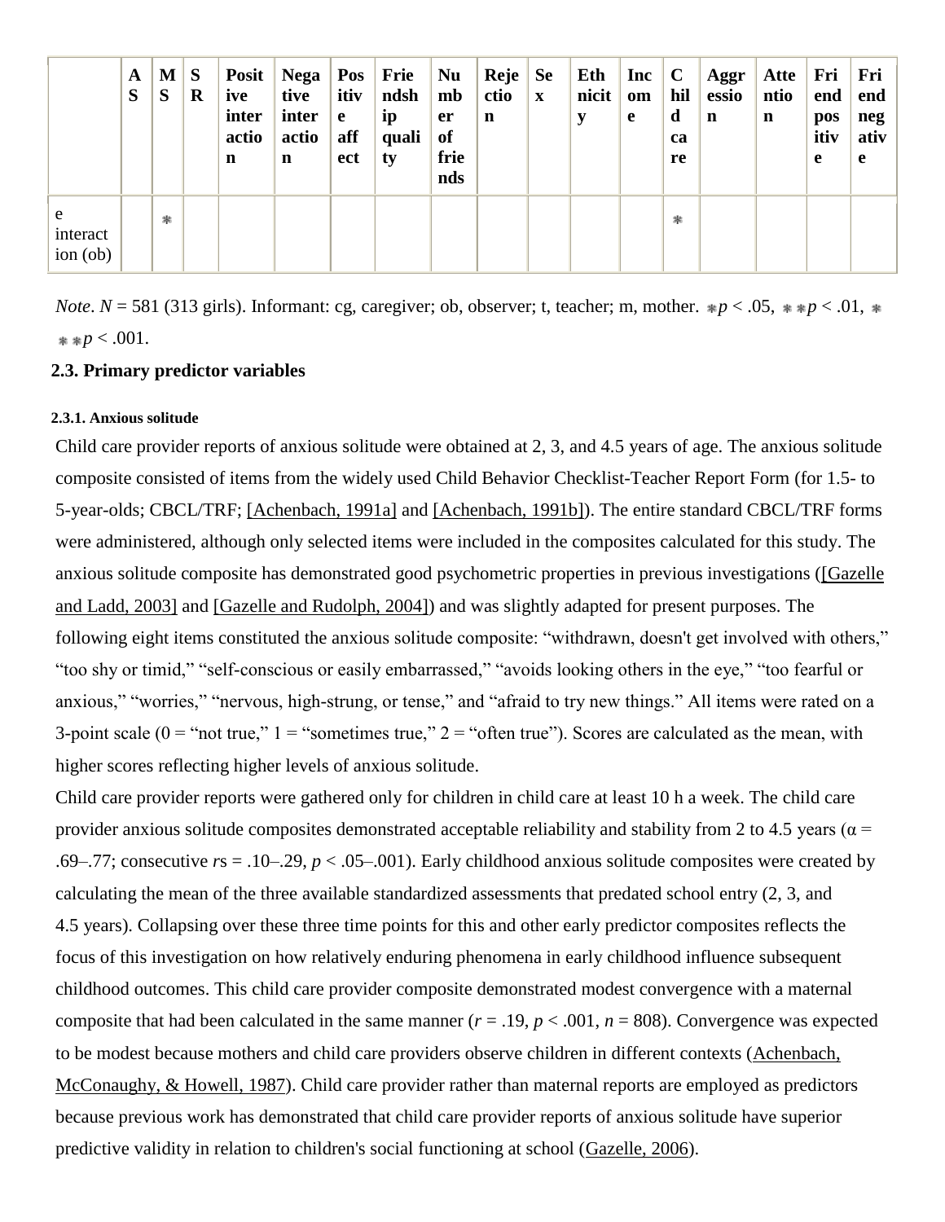| | AS | MS | SR | Positive interaction | Negative interaction | Positive affect | Friendship quality | Number of friends | Rejection | Sex | Ethnicity | Income | Child care | Aggression | Attention | Friend positive | Friend negative |
|---|---|---|---|---|---|---|---|---|---|---|---|---|---|---|---|---|---|
| e interaction (ob) | | * | | | | | | | | | | | * | | | | |

*Note*. $N$ = 581 (313 girls). Informant: cg, caregiver; ob, observer; t, teacher; m, mother. * $p < .05$, ** $p < .01$, *** $p < .001$.

## 2.3. Primary predictor variables

### 2.3.1. Anxious solitude

Child care provider reports of anxious solitude were obtained at 2, 3, and 4.5 years of age. The anxious solitude composite consisted of items from the widely used Child Behavior Checklist-Teacher Report Form (for 1.5- to 5-year-olds; CBCL/TRF; [Achenbach, 1991a] and [Achenbach, 1991b]). The entire standard CBCL/TRF forms were administered, although only selected items were included in the composites calculated for this study. The anxious solitude composite has demonstrated good psychometric properties in previous investigations ([Gazelle and Ladd, 2003] and [Gazelle and Rudolph, 2004]) and was slightly adapted for present purposes. The following eight items constituted the anxious solitude composite: “withdrawn, doesn't get involved with others,” “too shy or timid,” “self-conscious or easily embarrassed,” “avoids looking others in the eye,” “too fearful or anxious,” “worries,” “nervous, high-strung, or tense,” and “afraid to try new things.” All items were rated on a 3-point scale (0 = “not true,” 1 = “sometimes true,” 2 = “often true”). Scores are calculated as the mean, with higher scores reflecting higher levels of anxious solitude.

Child care provider reports were gathered only for children in child care at least 10 h a week. The child care provider anxious solitude composites demonstrated acceptable reliability and stability from 2 to 4.5 years ($\alpha$ = .69–.77; consecutive $r$s = .10–.29, $p$ < .05–.001). Early childhood anxious solitude composites were created by calculating the mean of the three available standardized assessments that predated school entry (2, 3, and 4.5 years). Collapsing over these three time points for this and other early predictor composites reflects the focus of this investigation on how relatively enduring phenomena in early childhood influence subsequent childhood outcomes. This child care provider composite demonstrated modest convergence with a maternal composite that had been calculated in the same manner ($r$ = .19, $p < .001$, $n$ = 808). Convergence was expected to be modest because mothers and child care providers observe children in different contexts (Achenbach, McConaughy, & Howell, 1987). Child care provider rather than maternal reports are employed as predictors because previous work has demonstrated that child care provider reports of anxious solitude have superior predictive validity in relation to children's social functioning at school (Gazelle, 2006).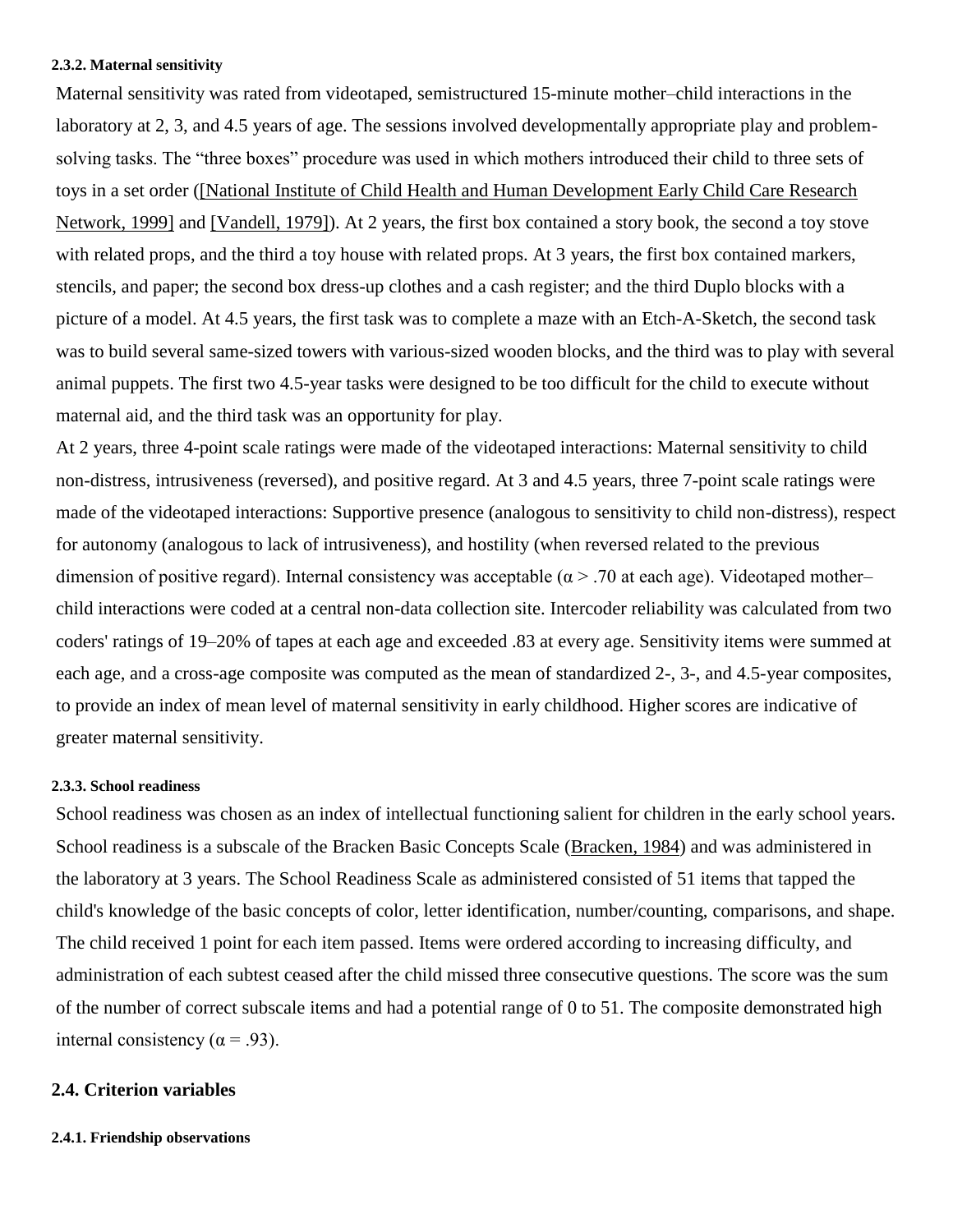#### 2.3.2. Maternal sensitivity

Maternal sensitivity was rated from videotaped, semistructured 15-minute mother–child interactions in the laboratory at 2, 3, and 4.5 years of age. The sessions involved developmentally appropriate play and problem-solving tasks. The "three boxes" procedure was used in which mothers introduced their child to three sets of toys in a set order ([National Institute of Child Health and Human Development Early Child Care Research Network, 1999] and [Vandell, 1979]). At 2 years, the first box contained a story book, the second a toy stove with related props, and the third a toy house with related props. At 3 years, the first box contained markers, stencils, and paper; the second box dress-up clothes and a cash register; and the third Duplo blocks with a picture of a model. At 4.5 years, the first task was to complete a maze with an Etch-A-Sketch, the second task was to build several same-sized towers with various-sized wooden blocks, and the third was to play with several animal puppets. The first two 4.5-year tasks were designed to be too difficult for the child to execute without maternal aid, and the third task was an opportunity for play.

At 2 years, three 4-point scale ratings were made of the videotaped interactions: Maternal sensitivity to child non-distress, intrusiveness (reversed), and positive regard. At 3 and 4.5 years, three 7-point scale ratings were made of the videotaped interactions: Supportive presence (analogous to sensitivity to child non-distress), respect for autonomy (analogous to lack of intrusiveness), and hostility (when reversed related to the previous dimension of positive regard). Internal consistency was acceptable ($\alpha > .70$ at each age). Videotaped mother–child interactions were coded at a central non-data collection site. Intercoder reliability was calculated from two coders' ratings of 19–20% of tapes at each age and exceeded .83 at every age. Sensitivity items were summed at each age, and a cross-age composite was computed as the mean of standardized 2-, 3-, and 4.5-year composites, to provide an index of mean level of maternal sensitivity in early childhood. Higher scores are indicative of greater maternal sensitivity.

#### 2.3.3. School readiness

School readiness was chosen as an index of intellectual functioning salient for children in the early school years. School readiness is a subscale of the Bracken Basic Concepts Scale (Bracken, 1984) and was administered in the laboratory at 3 years. The School Readiness Scale as administered consisted of 51 items that tapped the child's knowledge of the basic concepts of color, letter identification, number/counting, comparisons, and shape. The child received 1 point for each item passed. Items were ordered according to increasing difficulty, and administration of each subtest ceased after the child missed three consecutive questions. The score was the sum of the number of correct subscale items and had a potential range of 0 to 51. The composite demonstrated high internal consistency ($\alpha = .93$).

### 2.4. Criterion variables

#### 2.4.1. Friendship observations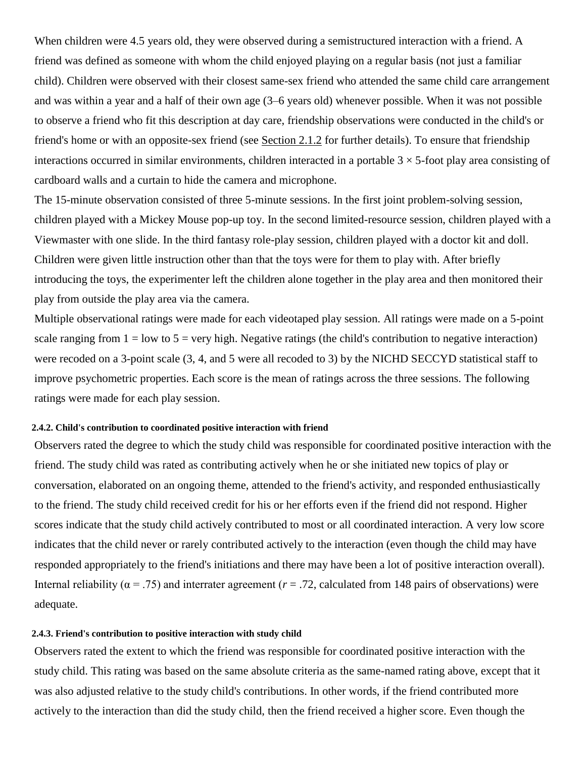When children were 4.5 years old, they were observed during a semistructured interaction with a friend. A friend was defined as someone with whom the child enjoyed playing on a regular basis (not just a familiar child). Children were observed with their closest same-sex friend who attended the same child care arrangement and was within a year and a half of their own age (3–6 years old) whenever possible. When it was not possible to observe a friend who fit this description at day care, friendship observations were conducted in the child's or friend's home or with an opposite-sex friend (see Section 2.1.2 for further details). To ensure that friendship interactions occurred in similar environments, children interacted in a portable 3 × 5-foot play area consisting of cardboard walls and a curtain to hide the camera and microphone.

The 15-minute observation consisted of three 5-minute sessions. In the first joint problem-solving session, children played with a Mickey Mouse pop-up toy. In the second limited-resource session, children played with a Viewmaster with one slide. In the third fantasy role-play session, children played with a doctor kit and doll. Children were given little instruction other than that the toys were for them to play with. After briefly introducing the toys, the experimenter left the children alone together in the play area and then monitored their play from outside the play area via the camera.

Multiple observational ratings were made for each videotaped play session. All ratings were made on a 5-point scale ranging from 1 = low to 5 = very high. Negative ratings (the child's contribution to negative interaction) were recoded on a 3-point scale (3, 4, and 5 were all recoded to 3) by the NICHD SECCYD statistical staff to improve psychometric properties. Each score is the mean of ratings across the three sessions. The following ratings were made for each play session.

#### 2.4.2. Child's contribution to coordinated positive interaction with friend

Observers rated the degree to which the study child was responsible for coordinated positive interaction with the friend. The study child was rated as contributing actively when he or she initiated new topics of play or conversation, elaborated on an ongoing theme, attended to the friend's activity, and responded enthusiastically to the friend. The study child received credit for his or her efforts even if the friend did not respond. Higher scores indicate that the study child actively contributed to most or all coordinated interaction. A very low score indicates that the child never or rarely contributed actively to the interaction (even though the child may have responded appropriately to the friend's initiations and there may have been a lot of positive interaction overall). Internal reliability ($\alpha = .75$) and interrater agreement ($r = .72$, calculated from 148 pairs of observations) were adequate.

#### 2.4.3. Friend's contribution to positive interaction with study child

Observers rated the extent to which the friend was responsible for coordinated positive interaction with the study child. This rating was based on the same absolute criteria as the same-named rating above, except that it was also adjusted relative to the study child's contributions. In other words, if the friend contributed more actively to the interaction than did the study child, then the friend received a higher score. Even though the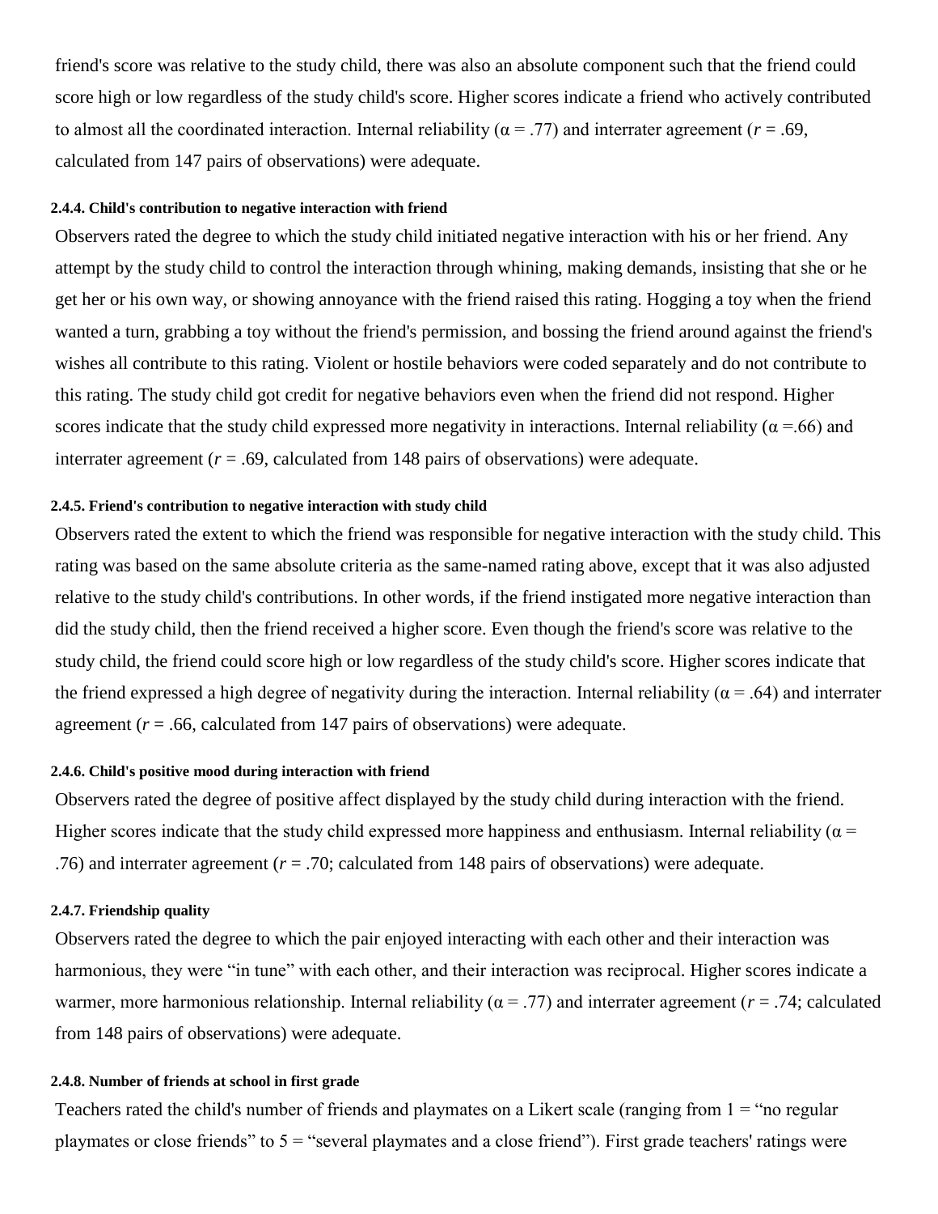friend's score was relative to the study child, there was also an absolute component such that the friend could score high or low regardless of the study child's score. Higher scores indicate a friend who actively contributed to almost all the coordinated interaction. Internal reliability ($\alpha = .77$) and interrater agreement ($r = .69$, calculated from 147 pairs of observations) were adequate.

#### 2.4.4. Child's contribution to negative interaction with friend

Observers rated the degree to which the study child initiated negative interaction with his or her friend. Any attempt by the study child to control the interaction through whining, making demands, insisting that she or he get her or his own way, or showing annoyance with the friend raised this rating. Hogging a toy when the friend wanted a turn, grabbing a toy without the friend's permission, and bossing the friend around against the friend's wishes all contribute to this rating. Violent or hostile behaviors were coded separately and do not contribute to this rating. The study child got credit for negative behaviors even when the friend did not respond. Higher scores indicate that the study child expressed more negativity in interactions. Internal reliability ($\alpha = .66$) and interrater agreement ($r = .69$, calculated from 148 pairs of observations) were adequate.

#### 2.4.5. Friend's contribution to negative interaction with study child

Observers rated the extent to which the friend was responsible for negative interaction with the study child. This rating was based on the same absolute criteria as the same-named rating above, except that it was also adjusted relative to the study child's contributions. In other words, if the friend instigated more negative interaction than did the study child, then the friend received a higher score. Even though the friend's score was relative to the study child, the friend could score high or low regardless of the study child's score. Higher scores indicate that the friend expressed a high degree of negativity during the interaction. Internal reliability ($\alpha = .64$) and interrater agreement ($r = .66$, calculated from 147 pairs of observations) were adequate.

#### 2.4.6. Child's positive mood during interaction with friend

Observers rated the degree of positive affect displayed by the study child during interaction with the friend. Higher scores indicate that the study child expressed more happiness and enthusiasm. Internal reliability ($\alpha = .76$) and interrater agreement ($r = .70$; calculated from 148 pairs of observations) were adequate.

#### 2.4.7. Friendship quality

Observers rated the degree to which the pair enjoyed interacting with each other and their interaction was harmonious, they were "in tune" with each other, and their interaction was reciprocal. Higher scores indicate a warmer, more harmonious relationship. Internal reliability ($\alpha = .77$) and interrater agreement ($r = .74$; calculated from 148 pairs of observations) were adequate.

#### 2.4.8. Number of friends at school in first grade

Teachers rated the child's number of friends and playmates on a Likert scale (ranging from 1 = "no regular playmates or close friends" to 5 = "several playmates and a close friend"). First grade teachers' ratings were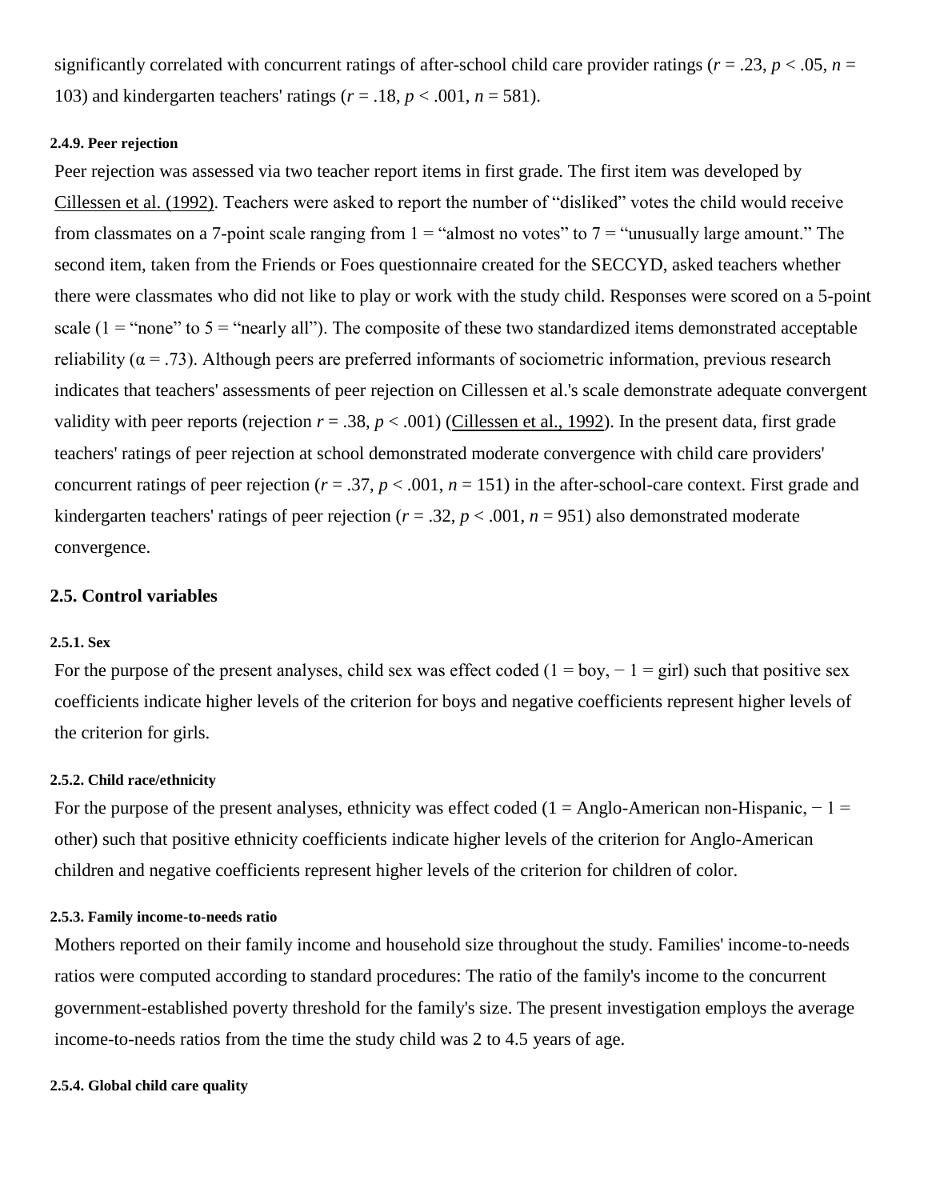significantly correlated with concurrent ratings of after-school child care provider ratings ($r = .23$, $p < .05$, $n = 103$) and kindergarten teachers' ratings ($r = .18$, $p < .001$, $n = 581$).

#### 2.4.9. Peer rejection

Peer rejection was assessed via two teacher report items in first grade. The first item was developed by Cillessen et al. (1992). Teachers were asked to report the number of "disliked" votes the child would receive from classmates on a 7-point scale ranging from 1 = "almost no votes" to 7 = "unusually large amount." The second item, taken from the Friends or Foes questionnaire created for the SECCYD, asked teachers whether there were classmates who did not like to play or work with the study child. Responses were scored on a 5-point scale (1 = "none" to 5 = "nearly all"). The composite of these two standardized items demonstrated acceptable reliability ($\alpha = .73$). Although peers are preferred informants of sociometric information, previous research indicates that teachers' assessments of peer rejection on Cillessen et al.'s scale demonstrate adequate convergent validity with peer reports (rejection $r = .38$, $p < .001$) (Cillessen et al., 1992). In the present data, first grade teachers' ratings of peer rejection at school demonstrated moderate convergence with child care providers' concurrent ratings of peer rejection ($r = .37$, $p < .001$, $n = 151$) in the after-school-care context. First grade and kindergarten teachers' ratings of peer rejection ($r = .32$, $p < .001$, $n = 951$) also demonstrated moderate convergence.

### 2.5. Control variables

#### 2.5.1. Sex

For the purpose of the present analyses, child sex was effect coded (1 = boy, − 1 = girl) such that positive sex coefficients indicate higher levels of the criterion for boys and negative coefficients represent higher levels of the criterion for girls.

#### 2.5.2. Child race/ethnicity

For the purpose of the present analyses, ethnicity was effect coded (1 = Anglo-American non-Hispanic, − 1 = other) such that positive ethnicity coefficients indicate higher levels of the criterion for Anglo-American children and negative coefficients represent higher levels of the criterion for children of color.

#### 2.5.3. Family income-to-needs ratio

Mothers reported on their family income and household size throughout the study. Families' income-to-needs ratios were computed according to standard procedures: The ratio of the family's income to the concurrent government-established poverty threshold for the family's size. The present investigation employs the average income-to-needs ratios from the time the study child was 2 to 4.5 years of age.

#### 2.5.4. Global child care quality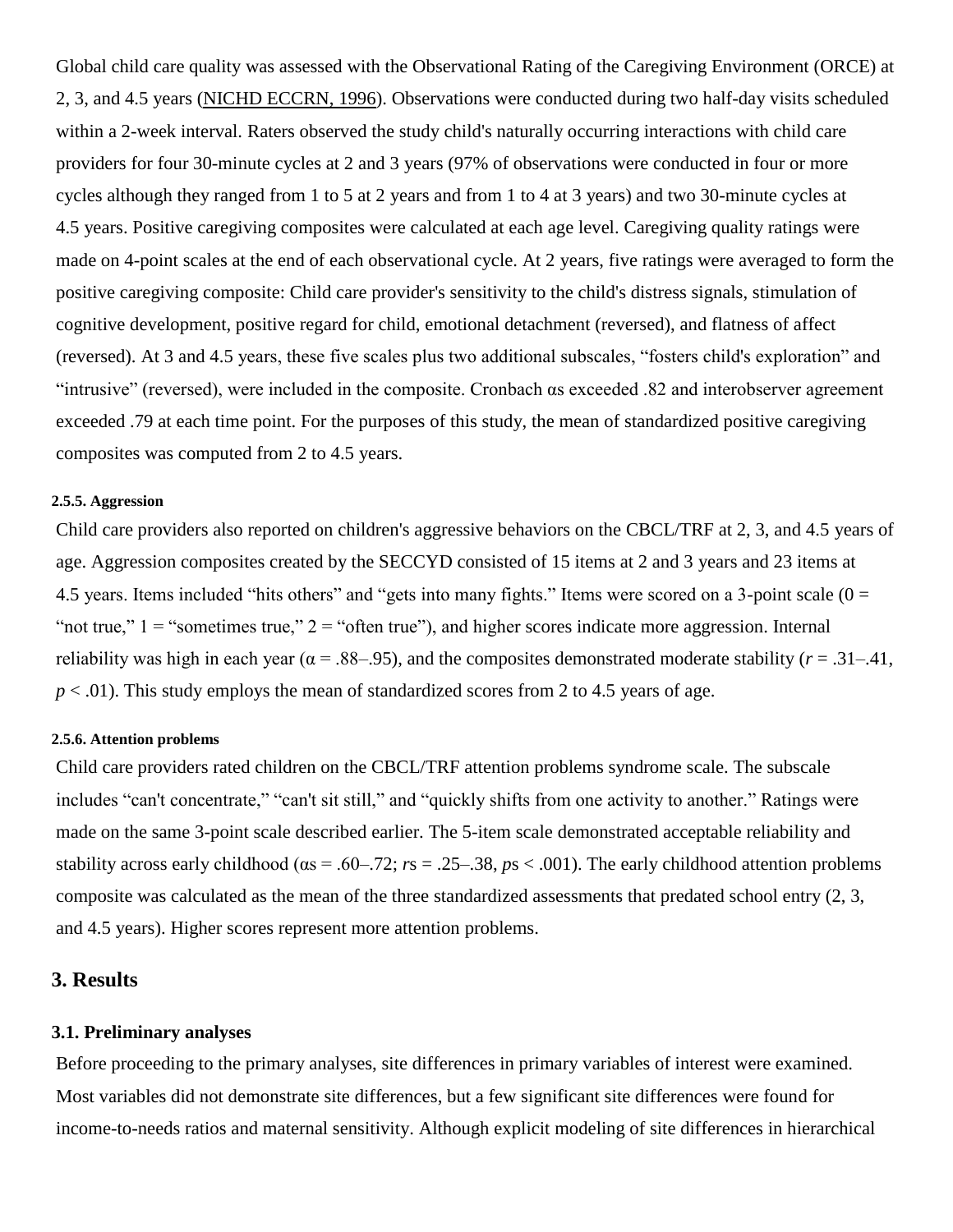Global child care quality was assessed with the Observational Rating of the Caregiving Environment (ORCE) at 2, 3, and 4.5 years (NICHD ECCRN, 1996). Observations were conducted during two half-day visits scheduled within a 2-week interval. Raters observed the study child's naturally occurring interactions with child care providers for four 30-minute cycles at 2 and 3 years (97% of observations were conducted in four or more cycles although they ranged from 1 to 5 at 2 years and from 1 to 4 at 3 years) and two 30-minute cycles at 4.5 years. Positive caregiving composites were calculated at each age level. Caregiving quality ratings were made on 4-point scales at the end of each observational cycle. At 2 years, five ratings were averaged to form the positive caregiving composite: Child care provider's sensitivity to the child's distress signals, stimulation of cognitive development, positive regard for child, emotional detachment (reversed), and flatness of affect (reversed). At 3 and 4.5 years, these five scales plus two additional subscales, “fosters child's exploration” and “intrusive” (reversed), were included in the composite. Cronbach αs exceeded .82 and interobserver agreement exceeded .79 at each time point. For the purposes of this study, the mean of standardized positive caregiving composites was computed from 2 to 4.5 years.

#### 2.5.5. Aggression

Child care providers also reported on children's aggressive behaviors on the CBCL/TRF at 2, 3, and 4.5 years of age. Aggression composites created by the SECCYD consisted of 15 items at 2 and 3 years and 23 items at 4.5 years. Items included “hits others” and “gets into many fights.” Items were scored on a 3-point scale (0 = “not true,” 1 = “sometimes true,” 2 = “often true”), and higher scores indicate more aggression. Internal reliability was high in each year ($\alpha$ = .88–.95), and the composites demonstrated moderate stability ($r$ = .31–.41, $p$ < .01). This study employs the mean of standardized scores from 2 to 4.5 years of age.

#### 2.5.6. Attention problems

Child care providers rated children on the CBCL/TRF attention problems syndrome scale. The subscale includes “can't concentrate,” “can't sit still,” and “quickly shifts from one activity to another.” Ratings were made on the same 3-point scale described earlier. The 5-item scale demonstrated acceptable reliability and stability across early childhood (αs = .60–.72; $r$s = .25–.38, $p$s < .001). The early childhood attention problems composite was calculated as the mean of the three standardized assessments that predated school entry (2, 3, and 4.5 years). Higher scores represent more attention problems.

## 3. Results

### 3.1. Preliminary analyses

Before proceeding to the primary analyses, site differences in primary variables of interest were examined. Most variables did not demonstrate site differences, but a few significant site differences were found for income-to-needs ratios and maternal sensitivity. Although explicit modeling of site differences in hierarchical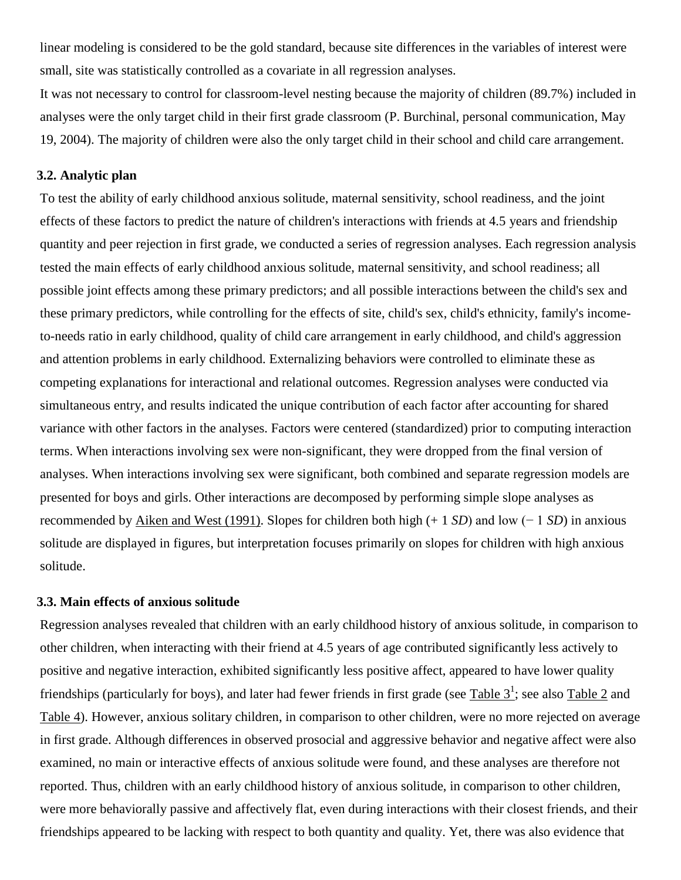linear modeling is considered to be the gold standard, because site differences in the variables of interest were small, site was statistically controlled as a covariate in all regression analyses.

It was not necessary to control for classroom-level nesting because the majority of children (89.7%) included in analyses were the only target child in their first grade classroom (P. Burchinal, personal communication, May 19, 2004). The majority of children were also the only target child in their school and child care arrangement.

### 3.2. Analytic plan

To test the ability of early childhood anxious solitude, maternal sensitivity, school readiness, and the joint effects of these factors to predict the nature of children's interactions with friends at 4.5 years and friendship quantity and peer rejection in first grade, we conducted a series of regression analyses. Each regression analysis tested the main effects of early childhood anxious solitude, maternal sensitivity, and school readiness; all possible joint effects among these primary predictors; and all possible interactions between the child's sex and these primary predictors, while controlling for the effects of site, child's sex, child's ethnicity, family's income-to-needs ratio in early childhood, quality of child care arrangement in early childhood, and child's aggression and attention problems in early childhood. Externalizing behaviors were controlled to eliminate these as competing explanations for interactional and relational outcomes. Regression analyses were conducted via simultaneous entry, and results indicated the unique contribution of each factor after accounting for shared variance with other factors in the analyses. Factors were centered (standardized) prior to computing interaction terms. When interactions involving sex were non-significant, they were dropped from the final version of analyses. When interactions involving sex were significant, both combined and separate regression models are presented for boys and girls. Other interactions are decomposed by performing simple slope analyses as recommended by Aiken and West (1991). Slopes for children both high (+ 1 *SD*) and low (− 1 *SD*) in anxious solitude are displayed in figures, but interpretation focuses primarily on slopes for children with high anxious solitude.

### 3.3. Main effects of anxious solitude

Regression analyses revealed that children with an early childhood history of anxious solitude, in comparison to other children, when interacting with their friend at 4.5 years of age contributed significantly less actively to positive and negative interaction, exhibited significantly less positive affect, appeared to have lower quality friendships (particularly for boys), and later had fewer friends in first grade (see Table 3[1]; see also Table 2 and Table 4). However, anxious solitary children, in comparison to other children, were no more rejected on average in first grade. Although differences in observed prosocial and aggressive behavior and negative affect were also examined, no main or interactive effects of anxious solitude were found, and these analyses are therefore not reported. Thus, children with an early childhood history of anxious solitude, in comparison to other children, were more behaviorally passive and affectively flat, even during interactions with their closest friends, and their friendships appeared to be lacking with respect to both quantity and quality. Yet, there was also evidence that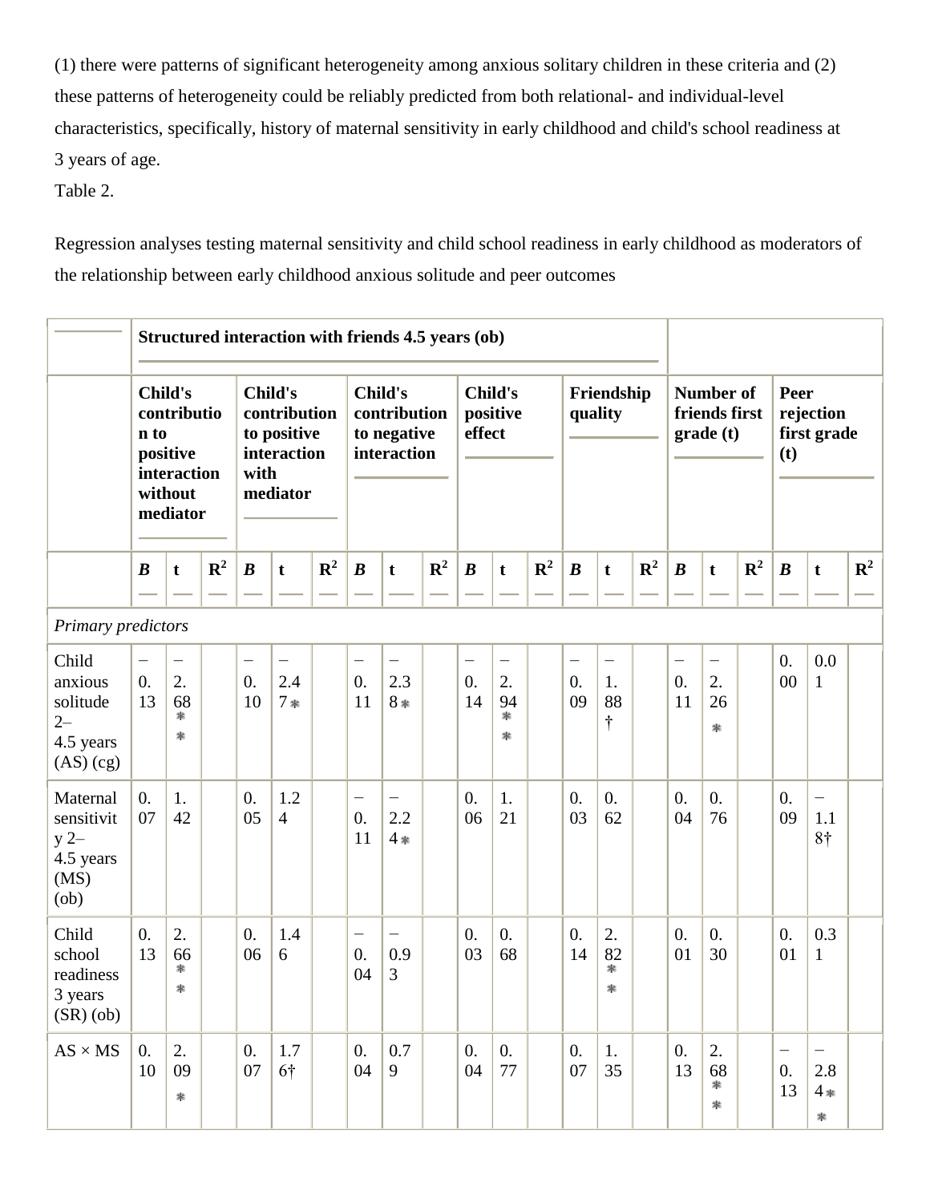(1) there were patterns of significant heterogeneity among anxious solitary children in these criteria and (2) these patterns of heterogeneity could be reliably predicted from both relational- and individual-level characteristics, specifically, history of maternal sensitivity in early childhood and child's school readiness at 3 years of age.

Table 2.

Regression analyses testing maternal sensitivity and child school readiness in early childhood as moderators of the relationship between early childhood anxious solitude and peer outcomes

| | **Structured interaction with friends 4.5 years (ob)** | | | | | | | | | | | | | | | | | | | | |
|---|---|---|---|---|---|---|---|---|---|---|---|---|---|---|---|---|---|---|---|---|---|
| | **Child's contribution to positive interaction without mediator** | | | **Child's contribution to positive interaction with mediator** | | | **Child's contribution to negative interaction** | | | **Child's positive effect** | | | **Friendship quality** | | | **Number of friends first grade (t)** | | | **Peer rejection first grade (t)** | | |
| | ***B*** | **t** | **$R^2$** | ***B*** | **t** | **$R^2$** | ***B*** | **t** | **$R^2$** | ***B*** | **t** | **$R^2$** | ***B*** | **t** | **$R^2$** | ***B*** | **t** | **$R^2$** | ***B*** | **t** | **$R^2$** |
| *Primary predictors* | | | | | | | | | | | | | | | | | | | | | |
| Child anxious solitude 2–4.5 years (AS) (cg) | −0.13 | −2.68** | | −0.10 | −2.47* | | −0.11 | −2.38* | | −0.14 | −2.94** | | −0.09 | −1.88† | | −0.11 | −2.26* | | 0.00 | 0.01 | |
| Maternal sensitivity 2–4.5 years (MS) (ob) | 0.07 | 1.42 | | 0.05 | 1.24 | | −0.11 | −2.24* | | 0.06 | 1.21 | | 0.03 | 0.62 | | 0.04 | 0.76 | | 0.09 | −1.18† | |
| Child school readiness 3 years (SR) (ob) | 0.13 | 2.66** | | 0.06 | 1.46 | | −0.04 | −0.93 | | 0.03 | 0.68 | | 0.14 | 2.82** | | 0.01 | 0.30 | | 0.01 | 0.31 | |
| AS × MS | 0.10 | 2.09* | | 0.07 | 1.76† | | 0.04 | 0.79 | | 0.04 | 0.77 | | 0.07 | 1.35 | | 0.13 | 2.68** | | −0.13 | −2.84** | |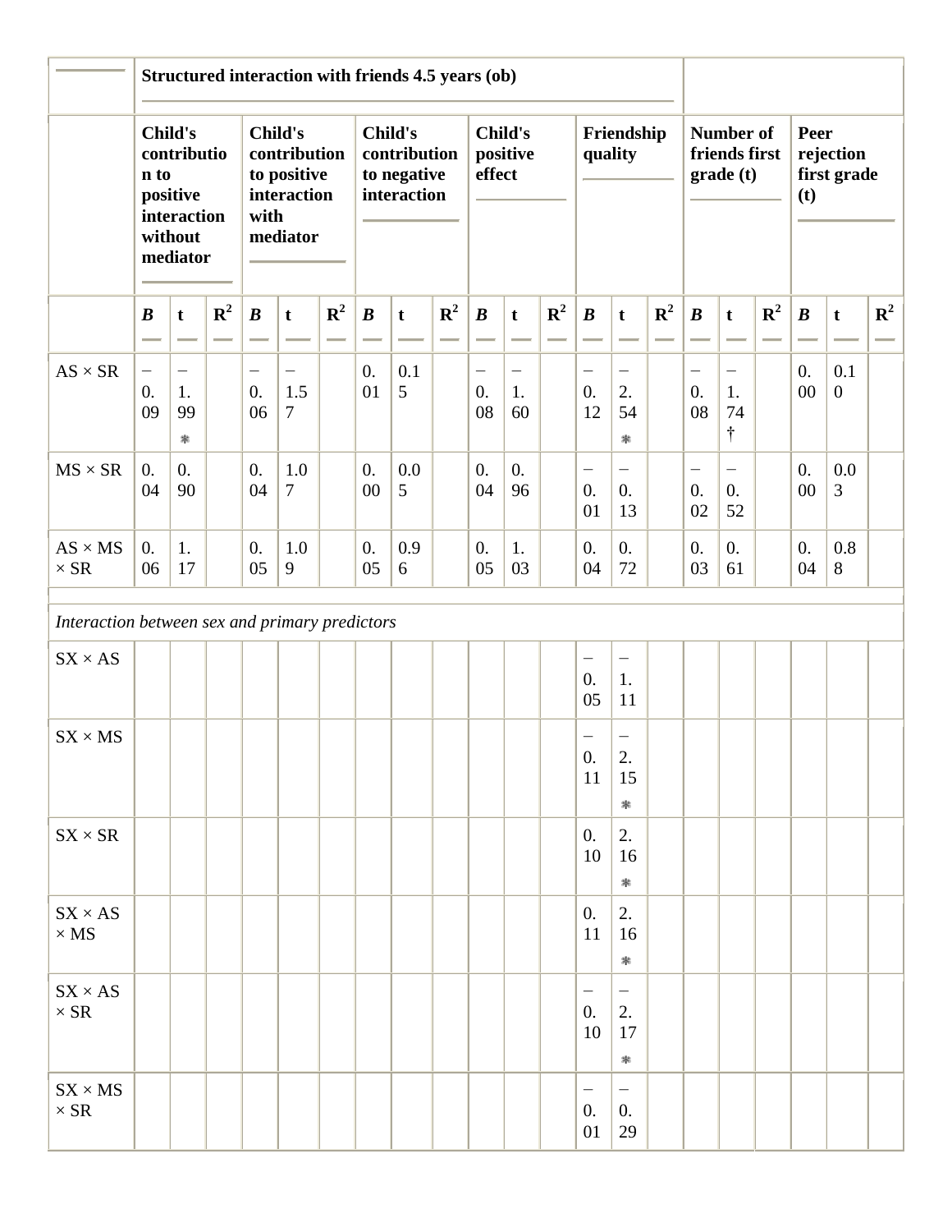| | Structured interaction with friends 4.5 years (ob) | | | | | | | | | | | | | | | | | | | | |
|---|---|---|---|---|---|---|---|---|---|---|---|---|---|---|---|---|---|---|---|---|---|
| | Child's contribution to positive interaction without mediator | | | Child's contribution to positive interaction with mediator | | | Child's contribution to negative interaction | | | Child's positive effect | | | Friendship quality | | | Number of friends first grade (t) | | | Peer rejection first grade (t) | | |
| | *B* | t | $R^2$ | *B* | t | $R^2$ | *B* | t | $R^2$ | *B* | t | $R^2$ | *B* | t | $R^2$ | *B* | t | $R^2$ | *B* | t | $R^2$ |
| AS × SR | −0.09 | −1.99* | | −0.06 | −1.57 | | 0.01 | 0.15 | | −0.08 | −1.60 | | −0.12 | −2.54* | | −0.08 | −1.74† | | 0.00 | 0.10 | |
| MS × SR | 0.04 | 0.90 | | 0.04 | 1.07 | | 0.00 | 0.05 | | 0.04 | 0.96 | | −0.01 | −0.13 | | −0.02 | −0.52 | | 0.00 | 0.03 | |
| AS × MS × SR | 0.06 | 1.17 | | 0.05 | 1.09 | | 0.05 | 0.96 | | 0.05 | 1.03 | | 0.04 | 0.72 | | 0.03 | 0.61 | | 0.04 | 0.88 | |
| | | | | | | | | | | | | | | | | | | | | | |
| *Interaction between sex and primary predictors* | | | | | | | | | | | | | | | | | | | | | |
| SX × AS | | | | | | | | | | | | | −0.05 | −1.11 | | | | | | | |
| SX × MS | | | | | | | | | | | | | −0.11 | −2.15* | | | | | | | |
| SX × SR | | | | | | | | | | | | | 0.10 | 2.16* | | | | | | | |
| SX × AS × MS | | | | | | | | | | | | | 0.11 | 2.16* | | | | | | | |
| SX × AS × SR | | | | | | | | | | | | | −0.10 | −2.17* | | | | | | | |
| SX × MS × SR | | | | | | | | | | | | | −0.01 | −0.29 | | | | | | | |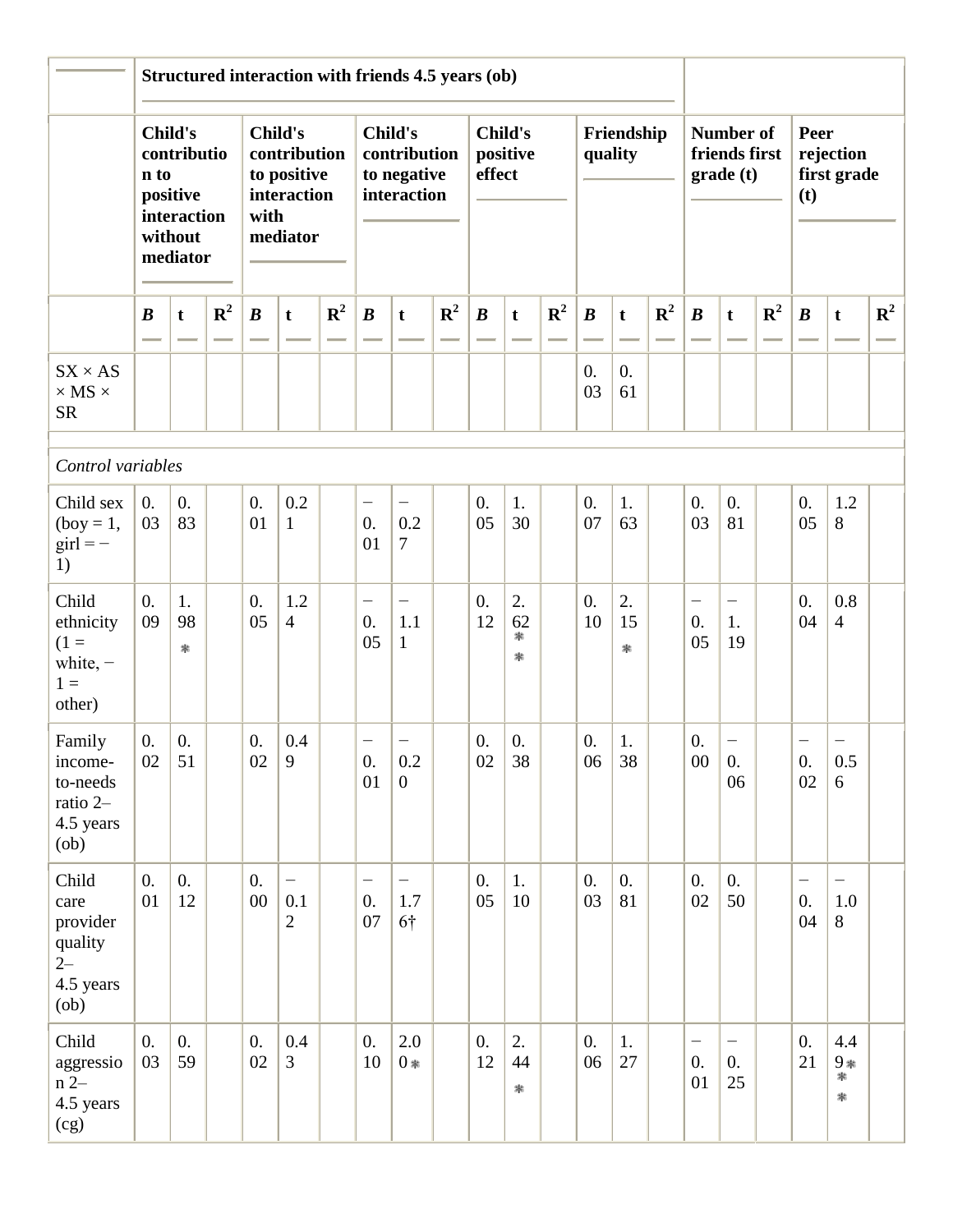| | Structured interaction with friends 4.5 years (ob) | | | | | | | | | | | | | | | | | | | | |
|---|---|---|---|---|---|---|---|---|---|---|---|---|---|---|---|---|---|---|---|---|---|
| | Child's contribution to positive interaction without mediator | | | Child's contribution to positive interaction with mediator | | | Child's contribution to negative interaction | | | Child's positive effect | | | Friendship quality | | | Number of friends first grade (t) | | | Peer rejection first grade (t) | | |
| | ***B*** | **t** | $R^2$ | ***B*** | **t** | $R^2$ | ***B*** | **t** | $R^2$ | ***B*** | **t** | $R^2$ | ***B*** | **t** | $R^2$ | ***B*** | **t** | $R^2$ | ***B*** | **t** | $R^2$ |
| SX × AS × MS × SR | | | | | | | | | | | | | 0.03 | 0.61 | | | | | | | |
| *Control variables* | | | | | | | | | | | | | | | | | | | | | |
| Child sex (boy = 1, girl = −1) | 0.03 | 0.83 | | 0.01 | 0.21 | | −0.01 | −0.27 | | 0.05 | 1.30 | | 0.07 | 1.63 | | 0.03 | 0.81 | | 0.05 | 1.28 | |
| Child ethnicity (1 = white, −1 = other) | 0.09 | 1.98* | | 0.05 | 1.24 | | −0.05 | −1.11 | | 0.12 | 2.62** | | 0.10 | 2.15* | | −0.05 | −1.19 | | 0.04 | 0.84 | |
| Family income-to-needs ratio 2–4.5 years (ob) | 0.02 | 0.51 | | 0.02 | 0.49 | | −0.01 | −0.20 | | 0.02 | 0.38 | | 0.06 | 1.38 | | 0.00 | −0.06 | | −0.02 | −0.56 | |
| Child care provider quality 2–4.5 years (ob) | 0.01 | 0.12 | | 0.00 | −0.12 | | −0.07 | −1.76† | | 0.05 | 1.10 | | 0.03 | 0.81 | | 0.02 | 0.50 | | −0.04 | −1.08 | |
| Child aggression 2–4.5 years (cg) | 0.03 | 0.59 | | 0.02 | 0.43 | | 0.10 | 2.00* | | 0.12 | 2.44* | | 0.06 | 1.27 | | −0.01 | −0.25 | | 0.21 | 4.49** | |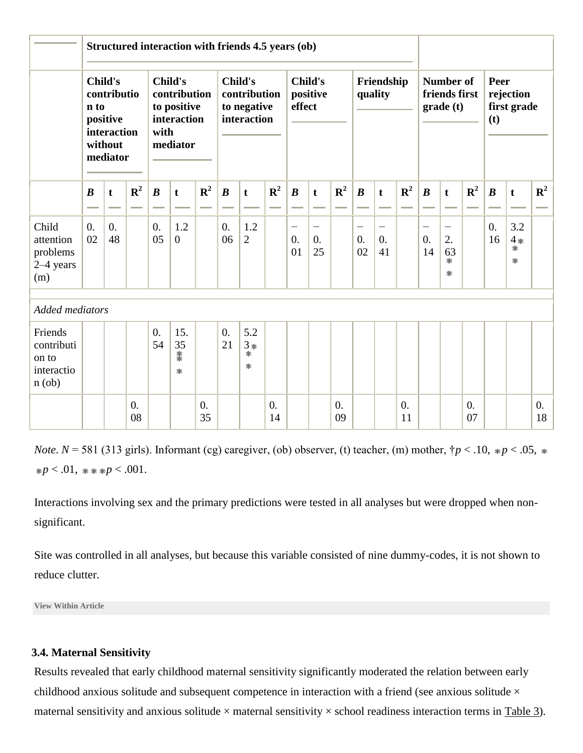| | Structured interaction with friends 4.5 years (ob) | | | | | | | | | | | | | | | | | | | | |
|---|---|---|---|---|---|---|---|---|---|---|---|---|---|---|---|---|---|---|---|---|---|
| | Child's contribution to positive interaction without mediator | | | Child's contribution to positive interaction with mediator | | | Child's contribution to negative interaction | | | Child's positive effect | | | Friendship quality | | | Number of friends first grade (t) | | | Peer rejection first grade (t) | | |
| | *B* | t | $R^2$ | *B* | t | $R^2$ | *B* | t | $R^2$ | *B* | t | $R^2$ | *B* | t | $R^2$ | *B* | t | $R^2$ | *B* | t | $R^2$ |
| Child attention problems 2–4 years (m) | 0.02 | 0.48 | | 0.05 | 1.20 | | 0.06 | 1.22 | | −0.01 | −0.25 | | −0.02 | −0.41 | | −0.14 | −2.63** | | 0.16 | 3.24*** | |
| *Added mediators* | | | | | | | | | | | | | | | | | | | | | |
| Friends contribution to interaction (ob) | | | | 0.54 | 15.35*** | | 0.21 | 5.23*** | | | | | | | | | | | | | |
| | | | 0.08 | | | 0.35 | | | 0.14 | | | 0.09 | | | 0.11 | | | 0.07 | | | 0.18 |

*Note*. $N = 581$ (313 girls). Informant (cg) caregiver, (ob) observer, (t) teacher, (m) mother, †$p < .10$, *$p < .05$, **$p < .01$, ***$p < .001$.

Interactions involving sex and the primary predictions were tested in all analyses but were dropped when non-significant.

Site was controlled in all analyses, but because this variable consisted of nine dummy-codes, it is not shown to reduce clutter.

View Within Article

### 3.4. Maternal Sensitivity

Results revealed that early childhood maternal sensitivity significantly moderated the relation between early childhood anxious solitude and subsequent competence in interaction with a friend (see anxious solitude × maternal sensitivity and anxious solitude × maternal sensitivity × school readiness interaction terms in Table 3).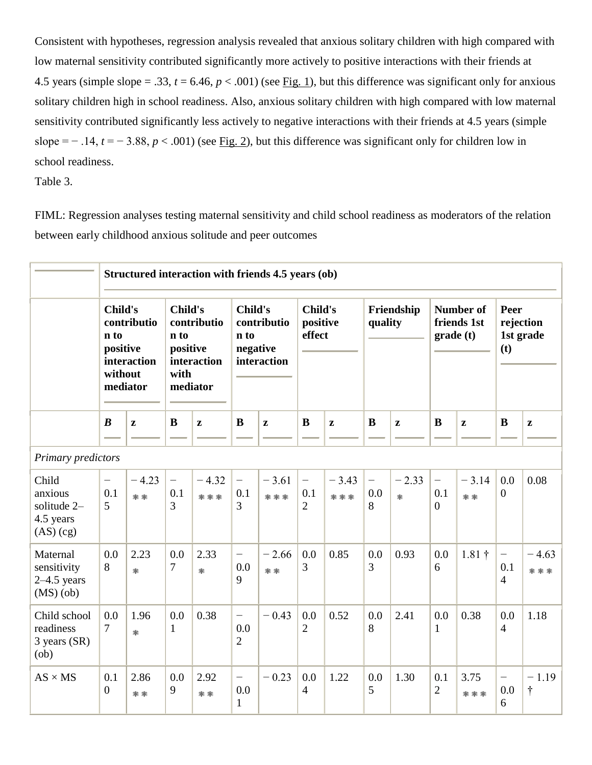Consistent with hypotheses, regression analysis revealed that anxious solitary children with high compared with low maternal sensitivity contributed significantly more actively to positive interactions with their friends at 4.5 years (simple slope = .33, $t = 6.46$, $p < .001$) (see Fig. 1), but this difference was significant only for anxious solitary children high in school readiness. Also, anxious solitary children with high compared with low maternal sensitivity contributed significantly less actively to negative interactions with their friends at 4.5 years (simple slope = − .14, $t = -3.88$, $p < .001$) (see Fig. 2), but this difference was significant only for children low in school readiness.

Table 3.

FIML: Regression analyses testing maternal sensitivity and child school readiness as moderators of the relation between early childhood anxious solitude and peer outcomes

| | Structured interaction with friends 4.5 years (ob) | | | | | | | | | | | | | |
|---|---|---|---|---|---|---|---|---|---|---|---|---|---|---|
| | Child's contribution to positive interaction without mediator | | Child's contribution to positive interaction with mediator | | Child's contribution to negative interaction | | Child's positive effect | | Friendship quality | | Number of friends 1st grade (t) | | Peer rejection 1st grade (t) | |
| | ***B*** | **z** | **B** | **z** | **B** | **z** | **B** | **z** | **B** | **z** | **B** | **z** | **B** | **z** |
| *Primary predictors* | | | | | | | | | | | | | | |
| Child anxious solitude 2–4.5 years (AS) (cg) | − 0.15 | − 4.23 ** | − 0.13 | − 4.32 *** | − 0.13 | − 3.61 *** | − 0.12 | − 3.43 *** | − 0.08 | − 2.33 * | − 0.10 | − 3.14 ** | 0.00 | 0.08 |
| Maternal sensitivity 2–4.5 years (MS) (ob) | 0.08 | 2.23 * | 0.07 | 2.33 * | − 0.09 | − 2.66 ** | 0.03 | 0.85 | 0.03 | 0.93 | 0.06 | 1.81 † | − 0.14 | − 4.63 *** |
| Child school readiness 3 years (SR) (ob) | 0.07 | 1.96 * | 0.01 | 0.38 | − 0.02 | − 0.43 | 0.02 | 0.52 | 0.08 | 2.41 | 0.01 | 0.38 | 0.04 | 1.18 |
| AS × MS | 0.10 | 2.86 ** | 0.09 | 2.92 ** | − 0.01 | − 0.23 | 0.04 | 1.22 | 0.05 | 1.30 | 0.12 | 3.75 *** | − 0.06 | − 1.19 † |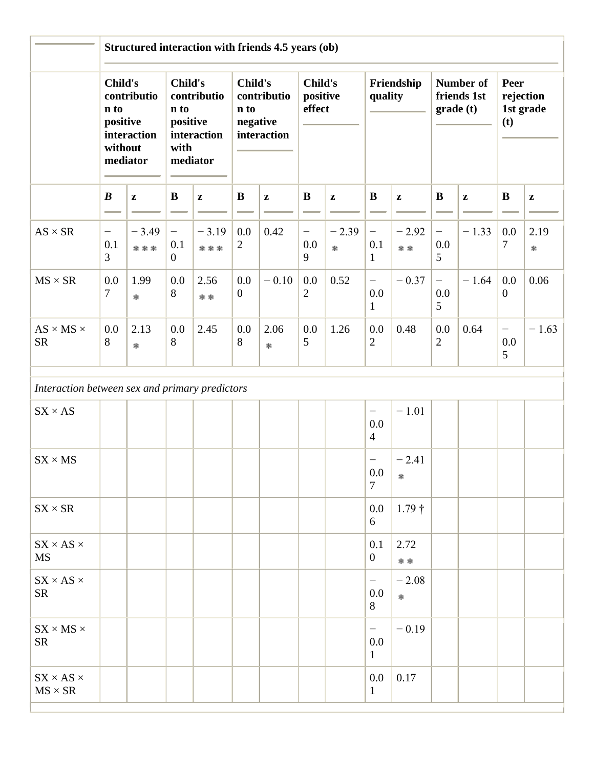| | Structured interaction with friends 4.5 years (ob) | | | | | | | | | | | | | |
|---|---|---|---|---|---|---|---|---|---|---|---|---|---|---|
| | Child's contribution to positive interaction without mediator | | Child's contribution to positive interaction with mediator | | Child's contribution to negative interaction | | Child's positive effect | | Friendship quality | | Number of friends 1st grade (t) | | Peer rejection 1st grade (t) | |
| | *B* | z | B | z | B | z | B | z | B | z | B | z | B | z |
| AS × SR | − 0.13 | − 3.49 *** | − 0.10 | − 3.19 *** | 0.02 | 0.42 | − 0.09 | − 2.39 * | − 0.11 | − 2.92 ** | − 0.05 | − 1.33 | 0.07 | 2.19 * |
| MS × SR | 0.07 | 1.99 * | 0.08 | 2.56 ** | 0.00 | − 0.10 | 0.02 | 0.52 | − 0.01 | − 0.37 | − 0.05 | − 1.64 | 0.00 | 0.06 |
| AS × MS × SR | 0.08 | 2.13 * | 0.08 | 2.45 | 0.08 | 2.06 * | 0.05 | 1.26 | 0.02 | 0.48 | 0.02 | 0.64 | − 0.05 | − 1.63 |
| *Interaction between sex and primary predictors* | | | | | | | | | | | | | | |
| SX × AS | | | | | | | | | − 0.04 | − 1.01 | | | | |
| SX × MS | | | | | | | | | − 0.07 | − 2.41 * | | | | |
| SX × SR | | | | | | | | | 0.06 | 1.79 † | | | | |
| SX × AS × MS | | | | | | | | | 0.10 | 2.72 ** | | | | |
| SX × AS × SR | | | | | | | | | − 0.08 | − 2.08 * | | | | |
| SX × MS × SR | | | | | | | | | − 0.01 | − 0.19 | | | | |
| SX × AS × MS × SR | | | | | | | | | 0.01 | 0.17 | | | | |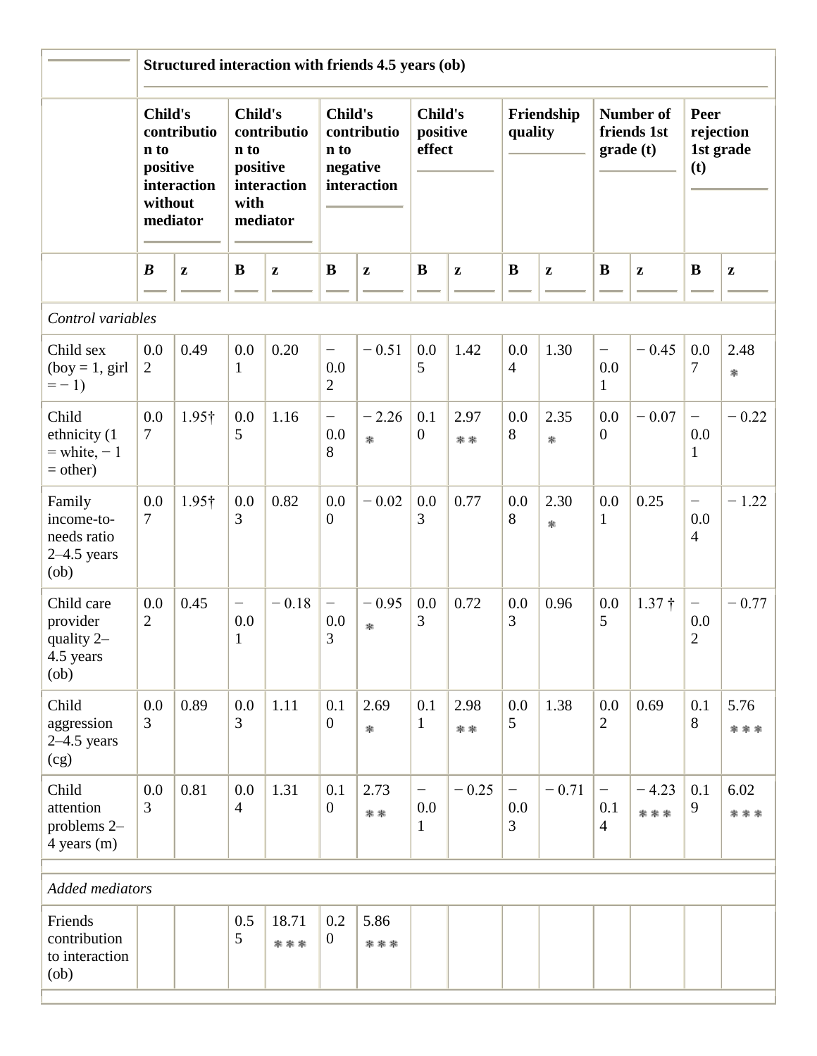| | Structured interaction with friends 4.5 years (ob) | | | | | | | | | | | | | |
|---|---|---|---|---|---|---|---|---|---|---|---|---|---|---|
| | Child's contribution to positive interaction without mediator | | Child's contribution to positive interaction with mediator | | Child's contribution to negative interaction | | Child's positive effect | | Friendship quality | | Number of friends 1st grade (t) | | Peer rejection 1st grade (t) | |
| | *B* | z | B | z | B | z | B | z | B | z | B | z | B | z |
| *Control variables* | | | | | | | | | | | | | | |
| Child sex (boy = 1, girl = − 1) | 0.02 | 0.49 | 0.01 | 0.20 | − 0.02 | − 0.51 | 0.05 | 1.42 | 0.04 | 1.30 | − 0.01 | − 0.45 | 0.07 | 2.48 * |
| Child ethnicity (1 = white, − 1 = other) | 0.07 | 1.95† | 0.05 | 1.16 | − 0.08 | − 2.26 * | 0.10 | 2.97 ** | 0.08 | 2.35 * | 0.00 | − 0.07 | − 0.01 | − 0.22 |
| Family income-to-needs ratio 2–4.5 years (ob) | 0.07 | 1.95† | 0.03 | 0.82 | 0.00 | − 0.02 | 0.03 | 0.77 | 0.08 | 2.30 * | 0.01 | 0.25 | − 0.04 | − 1.22 |
| Child care provider quality 2–4.5 years (ob) | 0.02 | 0.45 | − 0.01 | − 0.18 | − 0.03 | − 0.95 * | 0.03 | 0.72 | 0.03 | 0.96 | 0.05 | 1.37 † | − 0.02 | − 0.77 |
| Child aggression 2–4.5 years (cg) | 0.03 | 0.89 | 0.03 | 1.11 | 0.10 | 2.69 * | 0.11 | 2.98 ** | 0.05 | 1.38 | 0.02 | 0.69 | 0.18 | 5.76 *** |
| Child attention problems 2–4 years (m) | 0.03 | 0.81 | 0.04 | 1.31 | 0.10 | 2.73 ** | − 0.01 | − 0.25 | − 0.03 | − 0.71 | − 0.14 | − 4.23 *** | 0.19 | 6.02 *** |
| *Added mediators* | | | | | | | | | | | | | | |
| Friends contribution to interaction (ob) | | | 0.55 | 18.71 *** | 0.20 | 5.86 *** | | | | | | | | |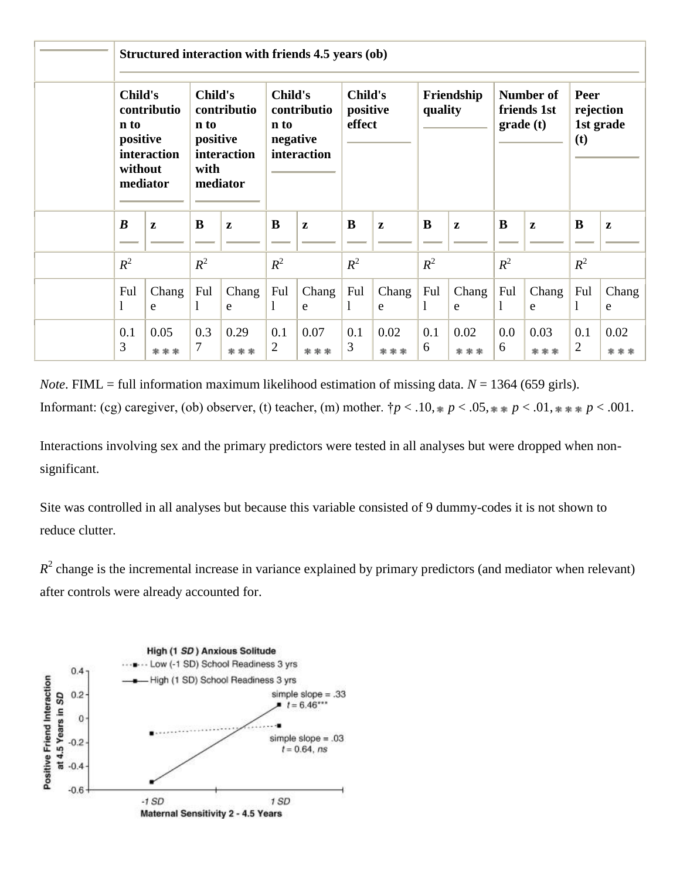| | Structured interaction with friends 4.5 years (ob) | | | | | | | | | | | | | |
|---|---|---|---|---|---|---|---|---|---|---|---|---|---|---|
| | Child's contribution to positive interaction without mediator | | Child's contribution to positive interaction with mediator | | Child's contribution to negative interaction | | Child's positive effect | | Friendship quality | | Number of friends 1st grade (t) | | Peer rejection 1st grade (t) | |
| | ***B*** | **z** | **B** | **z** | **B** | **z** | **B** | **z** | **B** | **z** | **B** | **z** | **B** | **z** |
| | $R^2$ | | $R^2$ | | $R^2$ | | $R^2$ | | $R^2$ | | $R^2$ | | $R^2$ | |
| | Full | Change | Full | Change | Full | Change | Full | Change | Full | Change | Full | Change | Full | Change |
| | 0.13 | 0.05 *** | 0.37 | 0.29 *** | 0.12 | 0.07 *** | 0.13 | 0.02 *** | 0.16 | 0.02 *** | 0.06 | 0.03 *** | 0.12 | 0.02 *** |

*Note*. FIML = full information maximum likelihood estimation of missing data. $N = 1364$ (659 girls). Informant: (cg) caregiver, (ob) observer, (t) teacher, (m) mother. †$p < .10$, * $p < .05$, ** $p < .01$, *** $p < .001$.

Interactions involving sex and the primary predictors were tested in all analyses but were dropped when non-significant.

Site was controlled in all analyses but because this variable consisted of 9 dummy-codes it is not shown to reduce clutter.

$R^2$ change is the incremental increase in variance explained by primary predictors (and mediator when relevant) after controls were already accounted for.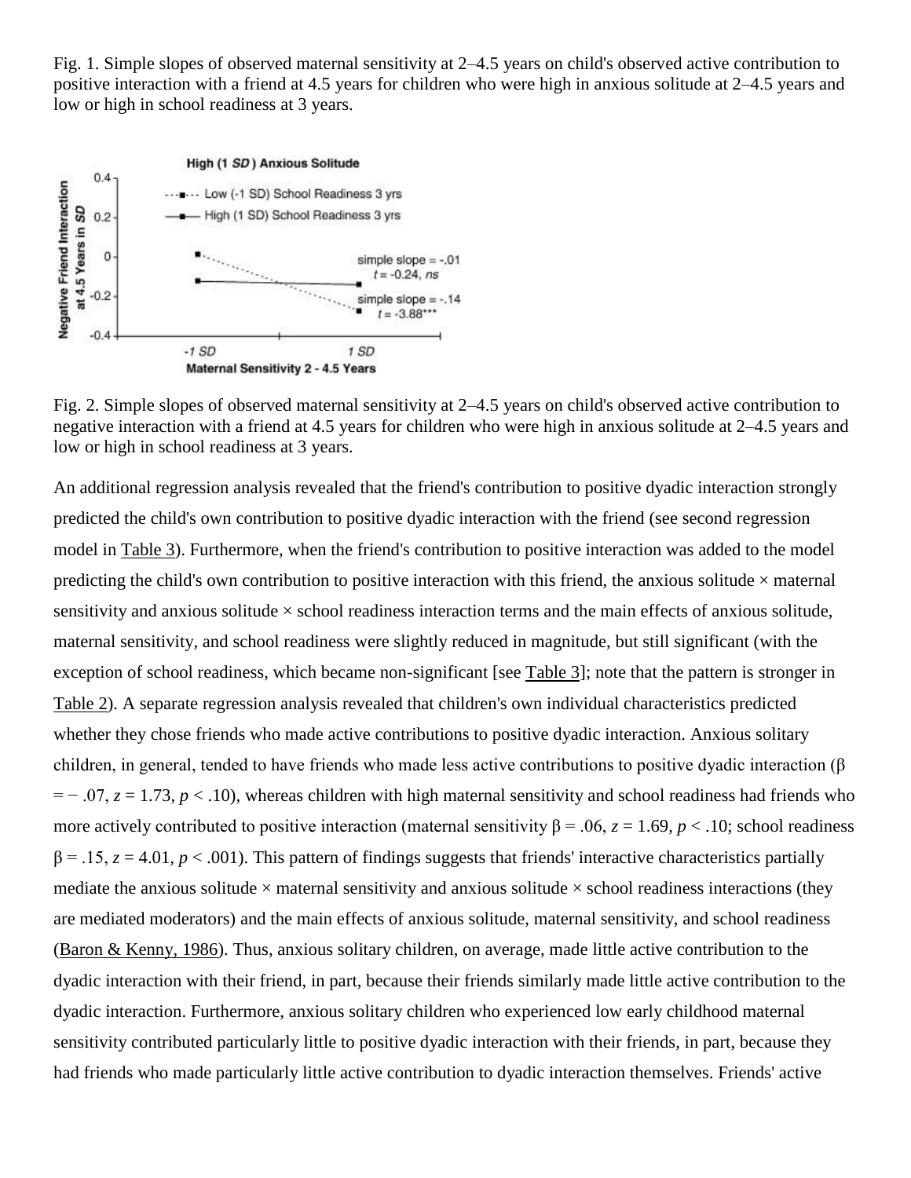Fig. 1. Simple slopes of observed maternal sensitivity at 2–4.5 years on child's observed active contribution to positive interaction with a friend at 4.5 years for children who were high in anxious solitude at 2–4.5 years and low or high in school readiness at 3 years.

Fig. 2. Simple slopes of observed maternal sensitivity at 2–4.5 years on child's observed active contribution to negative interaction with a friend at 4.5 years for children who were high in anxious solitude at 2–4.5 years and low or high in school readiness at 3 years.

An additional regression analysis revealed that the friend's contribution to positive dyadic interaction strongly predicted the child's own contribution to positive dyadic interaction with the friend (see second regression model in Table 3). Furthermore, when the friend's contribution to positive interaction was added to the model predicting the child's own contribution to positive interaction with this friend, the anxious solitude × maternal sensitivity and anxious solitude × school readiness interaction terms and the main effects of anxious solitude, maternal sensitivity, and school readiness were slightly reduced in magnitude, but still significant (with the exception of school readiness, which became non-significant [see Table 3]; note that the pattern is stronger in Table 2). A separate regression analysis revealed that children's own individual characteristics predicted whether they chose friends who made active contributions to positive dyadic interaction. Anxious solitary children, in general, tended to have friends who made less active contributions to positive dyadic interaction ($\beta = -.07$, $z = 1.73$, $p < .10$), whereas children with high maternal sensitivity and school readiness had friends who more actively contributed to positive interaction (maternal sensitivity $\beta = .06$, $z = 1.69$, $p < .10$; school readiness $\beta = .15$, $z = 4.01$, $p < .001$). This pattern of findings suggests that friends' interactive characteristics partially mediate the anxious solitude × maternal sensitivity and anxious solitude × school readiness interactions (they are mediated moderators) and the main effects of anxious solitude, maternal sensitivity, and school readiness (Baron & Kenny, 1986). Thus, anxious solitary children, on average, made little active contribution to the dyadic interaction with their friend, in part, because their friends similarly made little active contribution to the dyadic interaction. Furthermore, anxious solitary children who experienced low early childhood maternal sensitivity contributed particularly little to positive dyadic interaction with their friends, in part, because they had friends who made particularly little active contribution to dyadic interaction themselves. Friends' active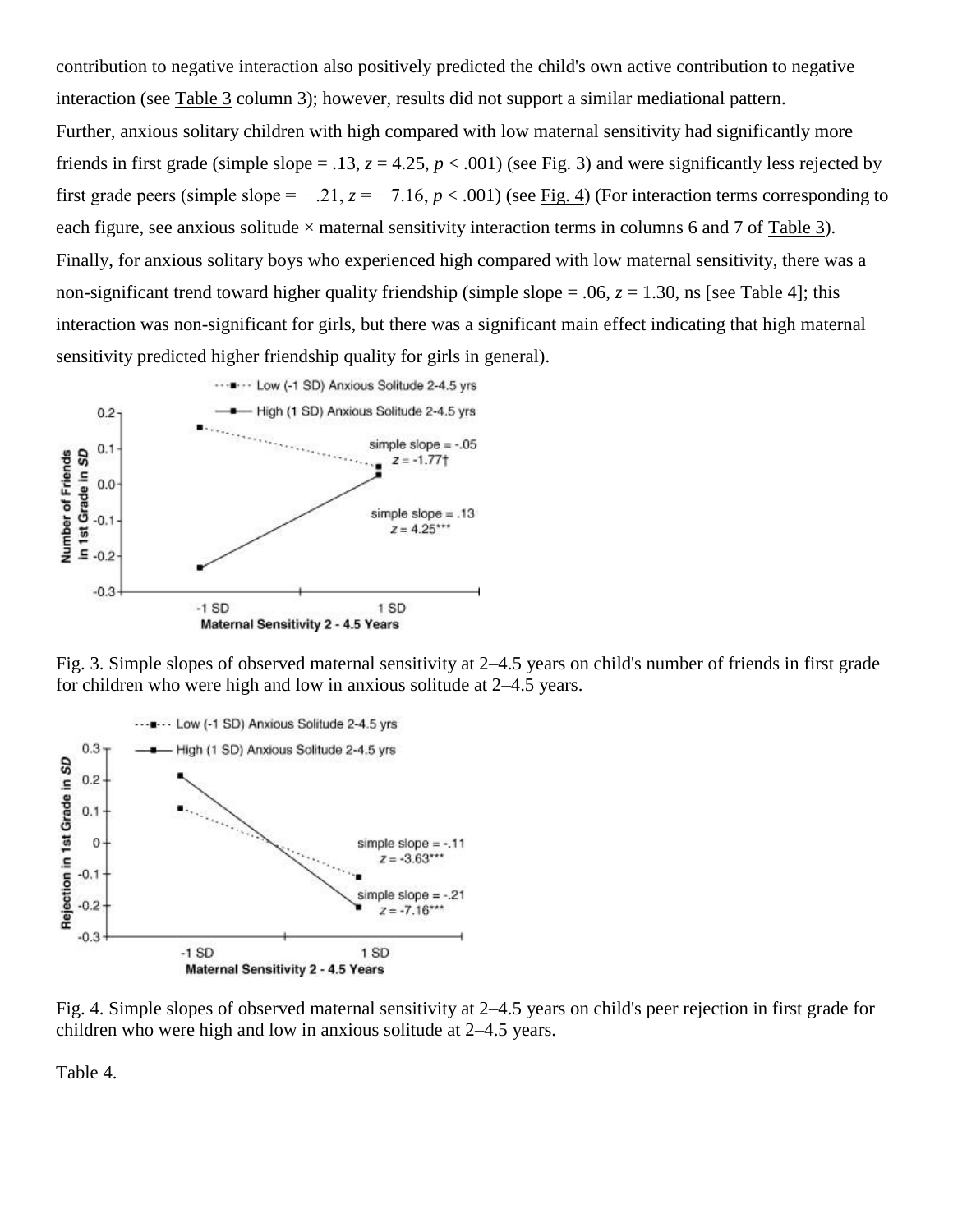contribution to negative interaction also positively predicted the child's own active contribution to negative interaction (see Table 3 column 3); however, results did not support a similar mediational pattern.

Further, anxious solitary children with high compared with low maternal sensitivity had significantly more friends in first grade (simple slope = .13, $z = 4.25$, $p < .001$) (see Fig. 3) and were significantly less rejected by first grade peers (simple slope = − .21, $z = -7.16$, $p < .001$) (see Fig. 4) (For interaction terms corresponding to each figure, see anxious solitude × maternal sensitivity interaction terms in columns 6 and 7 of Table 3). Finally, for anxious solitary boys who experienced high compared with low maternal sensitivity, there was a non-significant trend toward higher quality friendship (simple slope = .06, $z = 1.30$, ns [see Table 4]; this interaction was non-significant for girls, but there was a significant main effect indicating that high maternal sensitivity predicted higher friendship quality for girls in general).

Fig. 3. Simple slopes of observed maternal sensitivity at 2–4.5 years on child's number of friends in first grade for children who were high and low in anxious solitude at 2–4.5 years.

Fig. 4. Simple slopes of observed maternal sensitivity at 2–4.5 years on child's peer rejection in first grade for children who were high and low in anxious solitude at 2–4.5 years.

Table 4.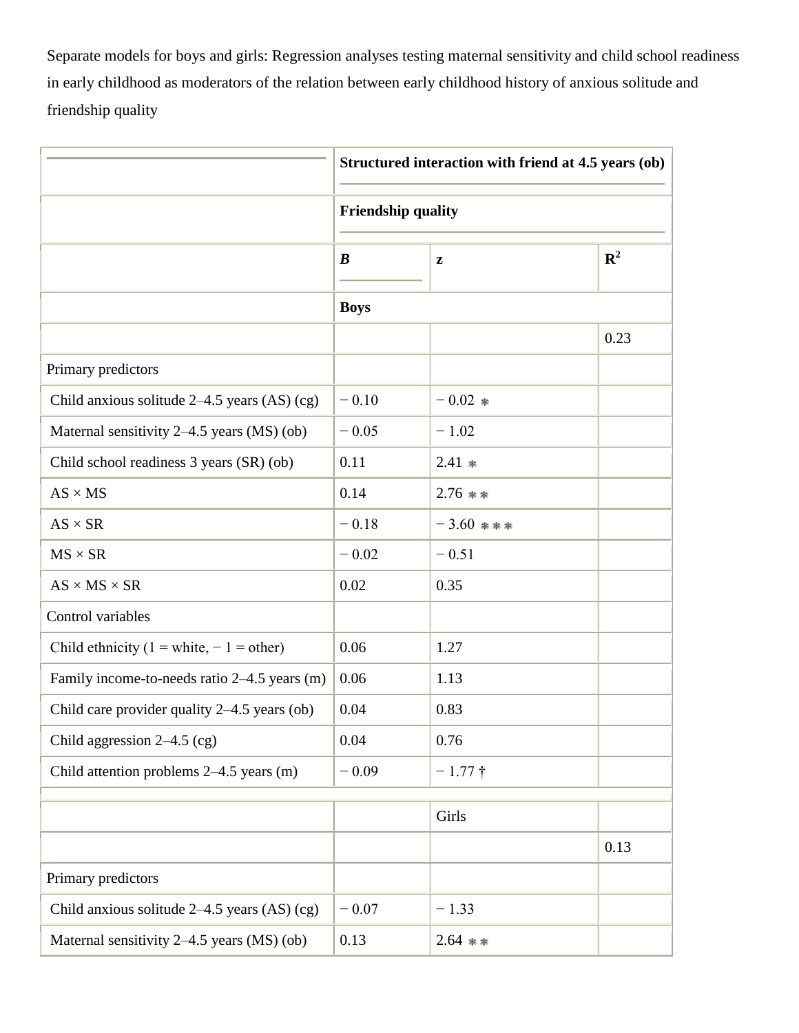Separate models for boys and girls: Regression analyses testing maternal sensitivity and child school readiness in early childhood as moderators of the relation between early childhood history of anxious solitude and friendship quality

| | Structured interaction with friend at 4.5 years (ob) | | |
|---|---|---|---|
| | Friendship quality | | |
| | ***B*** | **z** | $R^2$ |
| | **Boys** | | |
| | | | 0.23 |
| Primary predictors | | | |
| Child anxious solitude 2–4.5 years (AS) (cg) | − 0.10 | − 0.02 * | |
| Maternal sensitivity 2–4.5 years (MS) (ob) | − 0.05 | − 1.02 | |
| Child school readiness 3 years (SR) (ob) | 0.11 | 2.41 * | |
| AS × MS | 0.14 | 2.76 ** | |
| AS × SR | − 0.18 | − 3.60 *** | |
| MS × SR | − 0.02 | − 0.51 | |
| AS × MS × SR | 0.02 | 0.35 | |
| Control variables | | | |
| Child ethnicity (1 = white, − 1 = other) | 0.06 | 1.27 | |
| Family income-to-needs ratio 2–4.5 years (m) | 0.06 | 1.13 | |
| Child care provider quality 2–4.5 years (ob) | 0.04 | 0.83 | |
| Child aggression 2–4.5 (cg) | 0.04 | 0.76 | |
| Child attention problems 2–4.5 years (m) | − 0.09 | − 1.77 † | |
| | | | |
| | | Girls | |
| | | | 0.13 |
| Primary predictors | | | |
| Child anxious solitude 2–4.5 years (AS) (cg) | − 0.07 | − 1.33 | |
| Maternal sensitivity 2–4.5 years (MS) (ob) | 0.13 | 2.64 ** | |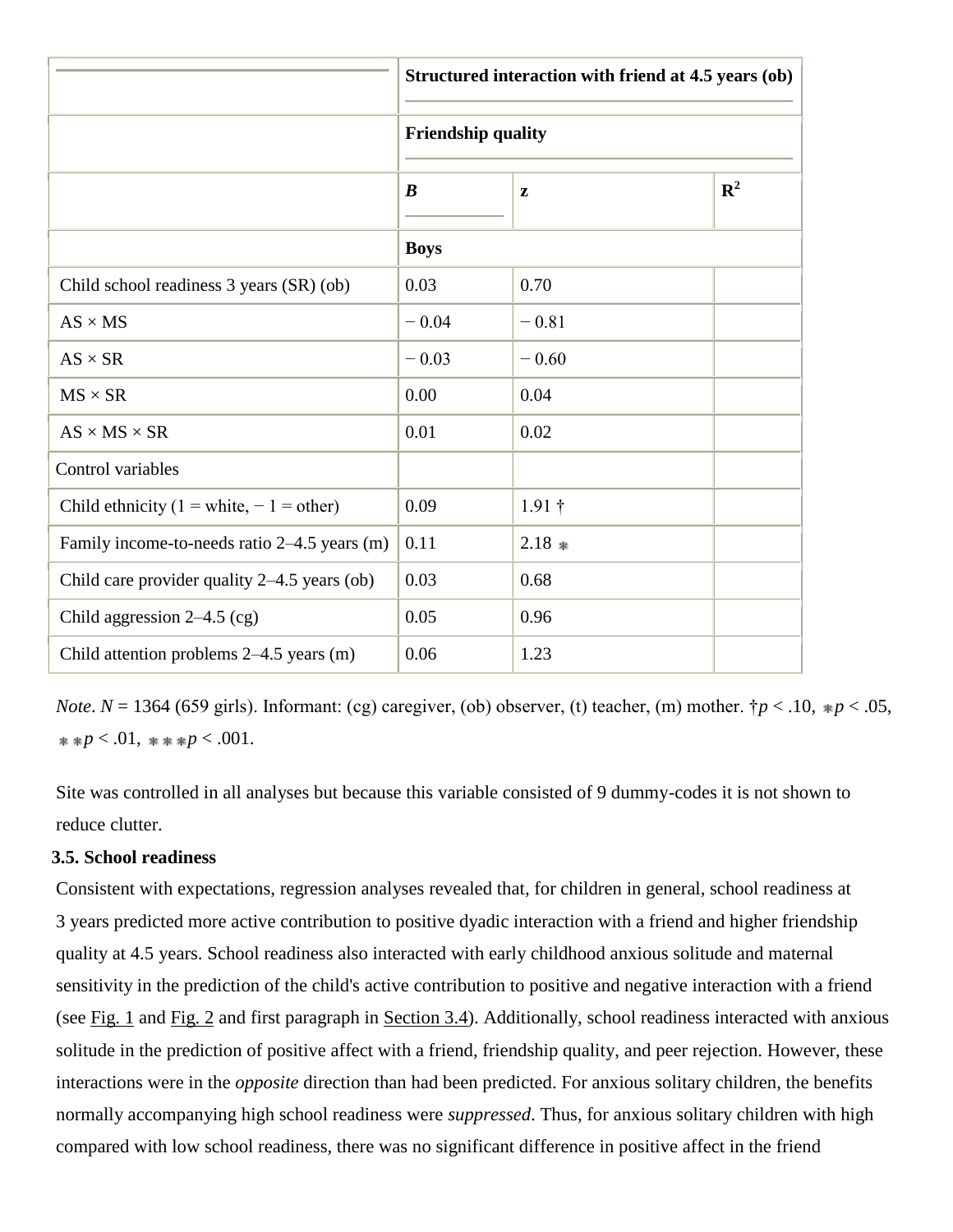| | Structured interaction with friend at 4.5 years (ob) | | |
|---|---|---|---|
| | Friendship quality | | |
| | ***B*** | **z** | $R^2$ |
| | **Boys** | | |
| Child school readiness 3 years (SR) (ob) | 0.03 | 0.70 | |
| AS × MS | − 0.04 | − 0.81 | |
| AS × SR | − 0.03 | − 0.60 | |
| MS × SR | 0.00 | 0.04 | |
| AS × MS × SR | 0.01 | 0.02 | |
| Control variables | | | |
| Child ethnicity (1 = white, − 1 = other) | 0.09 | 1.91 † | |
| Family income-to-needs ratio 2–4.5 years (m) | 0.11 | 2.18 * | |
| Child care provider quality 2–4.5 years (ob) | 0.03 | 0.68 | |
| Child aggression 2–4.5 (cg) | 0.05 | 0.96 | |
| Child attention problems 2–4.5 years (m) | 0.06 | 1.23 | |

*Note*. *N* = 1364 (659 girls). Informant: (cg) caregiver, (ob) observer, (t) teacher, (m) mother. †$p < .10$, *$p < .05$, **$p < .01$, ***$p < .001$.

Site was controlled in all analyses but because this variable consisted of 9 dummy-codes it is not shown to reduce clutter.

### 3.5. School readiness

Consistent with expectations, regression analyses revealed that, for children in general, school readiness at 3 years predicted more active contribution to positive dyadic interaction with a friend and higher friendship quality at 4.5 years. School readiness also interacted with early childhood anxious solitude and maternal sensitivity in the prediction of the child's active contribution to positive and negative interaction with a friend (see Fig. 1 and Fig. 2 and first paragraph in Section 3.4). Additionally, school readiness interacted with anxious solitude in the prediction of positive affect with a friend, friendship quality, and peer rejection. However, these interactions were in the *opposite* direction than had been predicted. For anxious solitary children, the benefits normally accompanying high school readiness were *suppressed*. Thus, for anxious solitary children with high compared with low school readiness, there was no significant difference in positive affect in the friend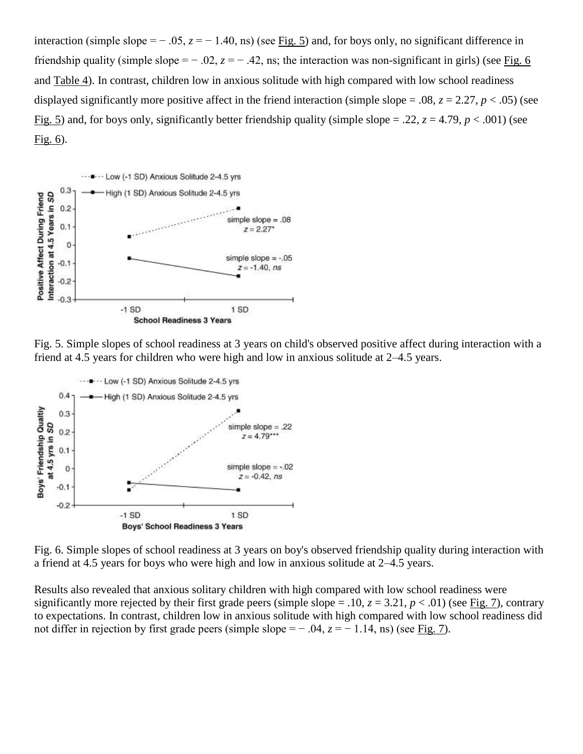interaction (simple slope = − .05, $z = -1.40$, ns) (see Fig. 5) and, for boys only, no significant difference in friendship quality (simple slope = − .02, $z = -.42$, ns; the interaction was non-significant in girls) (see Fig. 6 and Table 4). In contrast, children low in anxious solitude with high compared with low school readiness displayed significantly more positive affect in the friend interaction (simple slope = .08, $z = 2.27$, $p < .05$) (see Fig. 5) and, for boys only, significantly better friendship quality (simple slope = .22, $z = 4.79$, $p < .001$) (see Fig. 6).

Fig. 5. Simple slopes of school readiness at 3 years on child's observed positive affect during interaction with a friend at 4.5 years for children who were high and low in anxious solitude at 2–4.5 years.

Fig. 6. Simple slopes of school readiness at 3 years on boy's observed friendship quality during interaction with a friend at 4.5 years for boys who were high and low in anxious solitude at 2–4.5 years.

Results also revealed that anxious solitary children with high compared with low school readiness were significantly more rejected by their first grade peers (simple slope = .10, $z = 3.21$, $p < .01$) (see Fig. 7), contrary to expectations. In contrast, children low in anxious solitude with high compared with low school readiness did not differ in rejection by first grade peers (simple slope = − .04, $z = -1.14$, ns) (see Fig. 7).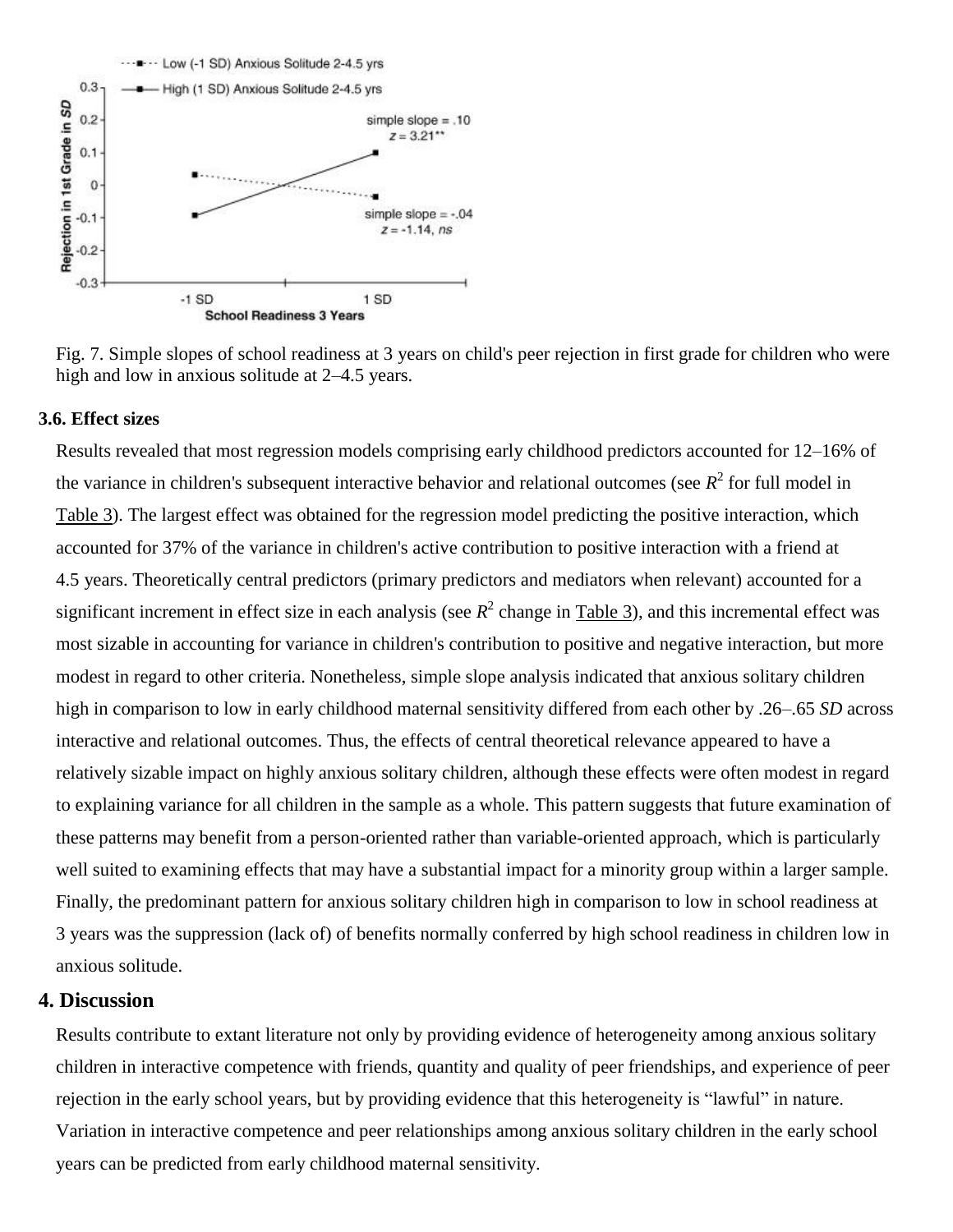Fig. 7. Simple slopes of school readiness at 3 years on child's peer rejection in first grade for children who were high and low in anxious solitude at 2–4.5 years.

### 3.6. Effect sizes

Results revealed that most regression models comprising early childhood predictors accounted for 12–16% of the variance in children's subsequent interactive behavior and relational outcomes (see $R^2$ for full model in Table 3). The largest effect was obtained for the regression model predicting the positive interaction, which accounted for 37% of the variance in children's active contribution to positive interaction with a friend at 4.5 years. Theoretically central predictors (primary predictors and mediators when relevant) accounted for a significant increment in effect size in each analysis (see $R^2$ change in Table 3), and this incremental effect was most sizable in accounting for variance in children's contribution to positive and negative interaction, but more modest in regard to other criteria. Nonetheless, simple slope analysis indicated that anxious solitary children high in comparison to low in early childhood maternal sensitivity differed from each other by .26–.65 *SD* across interactive and relational outcomes. Thus, the effects of central theoretical relevance appeared to have a relatively sizable impact on highly anxious solitary children, although these effects were often modest in regard to explaining variance for all children in the sample as a whole. This pattern suggests that future examination of these patterns may benefit from a person-oriented rather than variable-oriented approach, which is particularly well suited to examining effects that may have a substantial impact for a minority group within a larger sample. Finally, the predominant pattern for anxious solitary children high in comparison to low in school readiness at 3 years was the suppression (lack of) of benefits normally conferred by high school readiness in children low in anxious solitude.

## 4. Discussion

Results contribute to extant literature not only by providing evidence of heterogeneity among anxious solitary children in interactive competence with friends, quantity and quality of peer friendships, and experience of peer rejection in the early school years, but by providing evidence that this heterogeneity is "lawful" in nature. Variation in interactive competence and peer relationships among anxious solitary children in the early school years can be predicted from early childhood maternal sensitivity.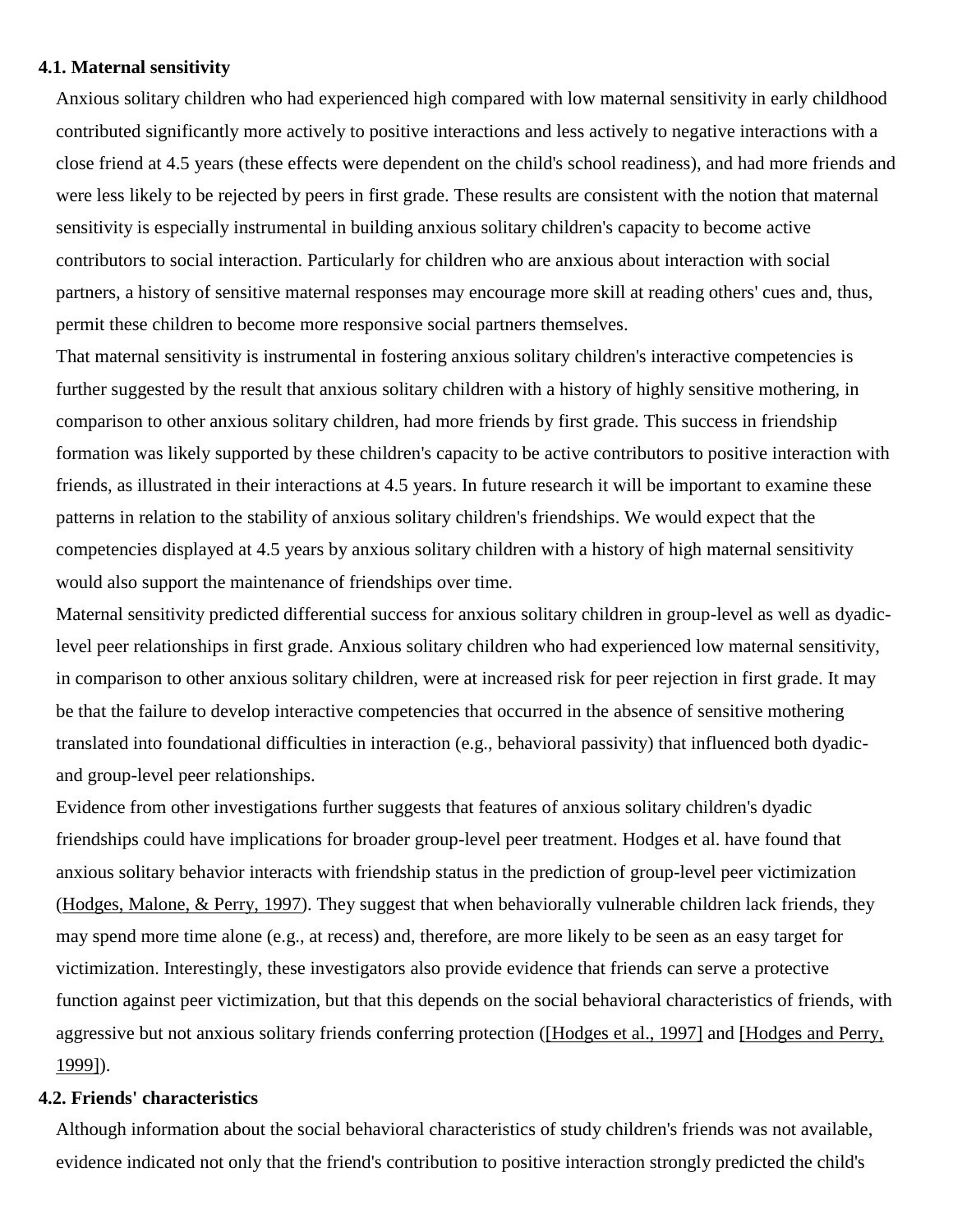### 4.1. Maternal sensitivity

Anxious solitary children who had experienced high compared with low maternal sensitivity in early childhood contributed significantly more actively to positive interactions and less actively to negative interactions with a close friend at 4.5 years (these effects were dependent on the child's school readiness), and had more friends and were less likely to be rejected by peers in first grade. These results are consistent with the notion that maternal sensitivity is especially instrumental in building anxious solitary children's capacity to become active contributors to social interaction. Particularly for children who are anxious about interaction with social partners, a history of sensitive maternal responses may encourage more skill at reading others' cues and, thus, permit these children to become more responsive social partners themselves.

That maternal sensitivity is instrumental in fostering anxious solitary children's interactive competencies is further suggested by the result that anxious solitary children with a history of highly sensitive mothering, in comparison to other anxious solitary children, had more friends by first grade. This success in friendship formation was likely supported by these children's capacity to be active contributors to positive interaction with friends, as illustrated in their interactions at 4.5 years. In future research it will be important to examine these patterns in relation to the stability of anxious solitary children's friendships. We would expect that the competencies displayed at 4.5 years by anxious solitary children with a history of high maternal sensitivity would also support the maintenance of friendships over time.

Maternal sensitivity predicted differential success for anxious solitary children in group-level as well as dyadic-level peer relationships in first grade. Anxious solitary children who had experienced low maternal sensitivity, in comparison to other anxious solitary children, were at increased risk for peer rejection in first grade. It may be that the failure to develop interactive competencies that occurred in the absence of sensitive mothering translated into foundational difficulties in interaction (e.g., behavioral passivity) that influenced both dyadic- and group-level peer relationships.

Evidence from other investigations further suggests that features of anxious solitary children's dyadic friendships could have implications for broader group-level peer treatment. Hodges et al. have found that anxious solitary behavior interacts with friendship status in the prediction of group-level peer victimization (Hodges, Malone, & Perry, 1997). They suggest that when behaviorally vulnerable children lack friends, they may spend more time alone (e.g., at recess) and, therefore, are more likely to be seen as an easy target for victimization. Interestingly, these investigators also provide evidence that friends can serve a protective function against peer victimization, but that this depends on the social behavioral characteristics of friends, with aggressive but not anxious solitary friends conferring protection ([Hodges et al., 1997] and [Hodges and Perry, 1999]).

### 4.2. Friends' characteristics

Although information about the social behavioral characteristics of study children's friends was not available, evidence indicated not only that the friend's contribution to positive interaction strongly predicted the child's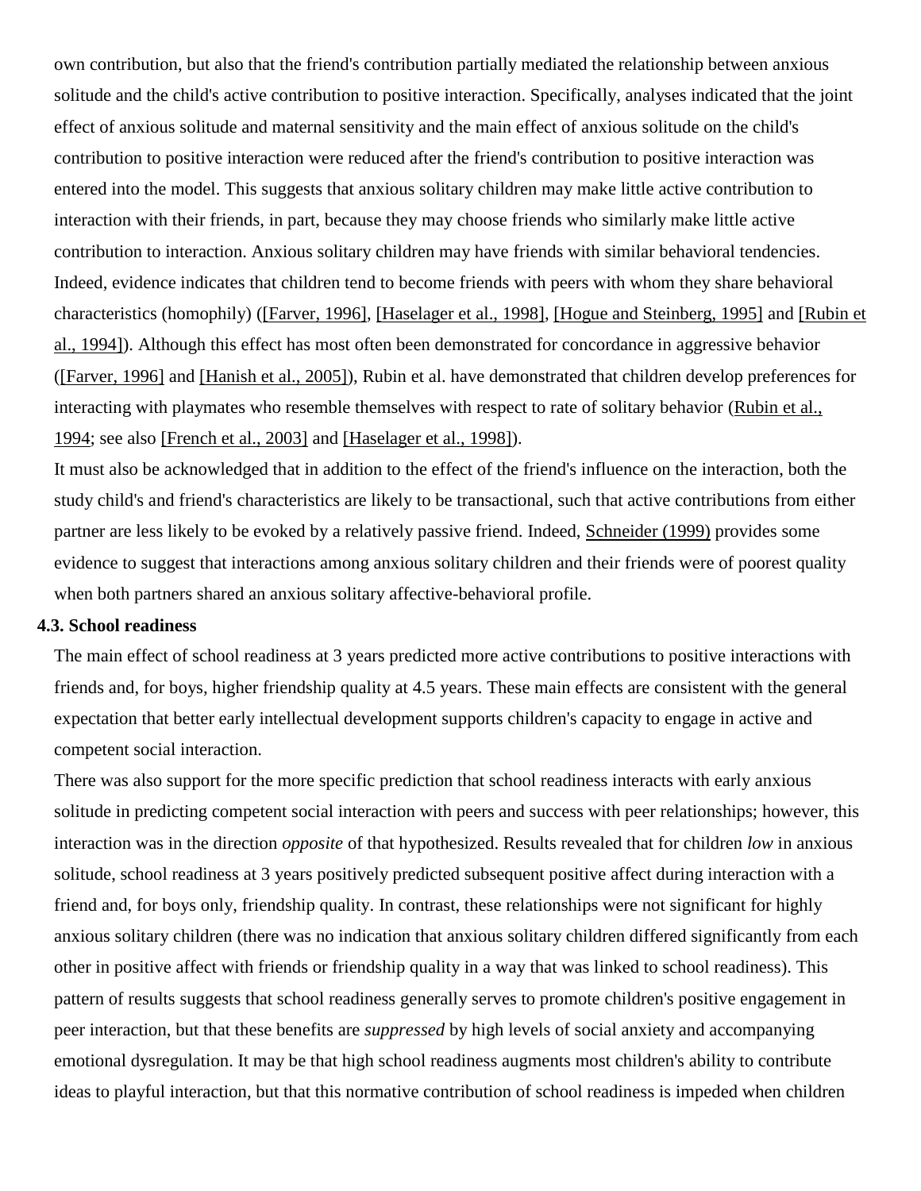own contribution, but also that the friend's contribution partially mediated the relationship between anxious solitude and the child's active contribution to positive interaction. Specifically, analyses indicated that the joint effect of anxious solitude and maternal sensitivity and the main effect of anxious solitude on the child's contribution to positive interaction were reduced after the friend's contribution to positive interaction was entered into the model. This suggests that anxious solitary children may make little active contribution to interaction with their friends, in part, because they may choose friends who similarly make little active contribution to interaction. Anxious solitary children may have friends with similar behavioral tendencies. Indeed, evidence indicates that children tend to become friends with peers with whom they share behavioral characteristics (homophily) ([Farver, 1996], [Haselager et al., 1998], [Hogue and Steinberg, 1995] and [Rubin et al., 1994]). Although this effect has most often been demonstrated for concordance in aggressive behavior ([Farver, 1996] and [Hanish et al., 2005]), Rubin et al. have demonstrated that children develop preferences for interacting with playmates who resemble themselves with respect to rate of solitary behavior (Rubin et al., 1994; see also [French et al., 2003] and [Haselager et al., 1998]).

It must also be acknowledged that in addition to the effect of the friend's influence on the interaction, both the study child's and friend's characteristics are likely to be transactional, such that active contributions from either partner are less likely to be evoked by a relatively passive friend. Indeed, Schneider (1999) provides some evidence to suggest that interactions among anxious solitary children and their friends were of poorest quality when both partners shared an anxious solitary affective-behavioral profile.

**4.3. School readiness**

The main effect of school readiness at 3 years predicted more active contributions to positive interactions with friends and, for boys, higher friendship quality at 4.5 years. These main effects are consistent with the general expectation that better early intellectual development supports children's capacity to engage in active and competent social interaction.

There was also support for the more specific prediction that school readiness interacts with early anxious solitude in predicting competent social interaction with peers and success with peer relationships; however, this interaction was in the direction *opposite* of that hypothesized. Results revealed that for children *low* in anxious solitude, school readiness at 3 years positively predicted subsequent positive affect during interaction with a friend and, for boys only, friendship quality. In contrast, these relationships were not significant for highly anxious solitary children (there was no indication that anxious solitary children differed significantly from each other in positive affect with friends or friendship quality in a way that was linked to school readiness). This pattern of results suggests that school readiness generally serves to promote children's positive engagement in peer interaction, but that these benefits are *suppressed* by high levels of social anxiety and accompanying emotional dysregulation. It may be that high school readiness augments most children's ability to contribute ideas to playful interaction, but that this normative contribution of school readiness is impeded when children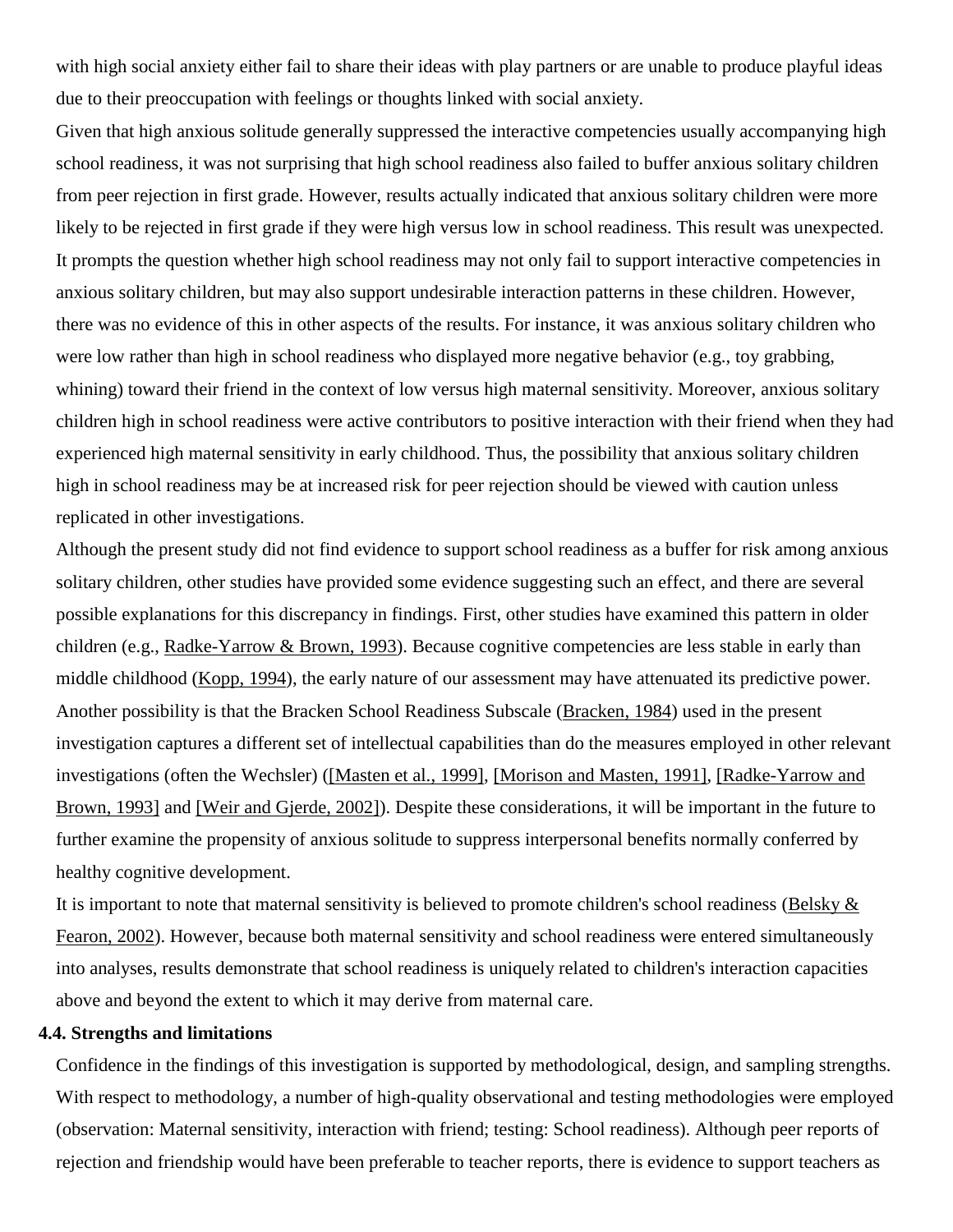with high social anxiety either fail to share their ideas with play partners or are unable to produce playful ideas due to their preoccupation with feelings or thoughts linked with social anxiety.

Given that high anxious solitude generally suppressed the interactive competencies usually accompanying high school readiness, it was not surprising that high school readiness also failed to buffer anxious solitary children from peer rejection in first grade. However, results actually indicated that anxious solitary children were more likely to be rejected in first grade if they were high versus low in school readiness. This result was unexpected. It prompts the question whether high school readiness may not only fail to support interactive competencies in anxious solitary children, but may also support undesirable interaction patterns in these children. However, there was no evidence of this in other aspects of the results. For instance, it was anxious solitary children who were low rather than high in school readiness who displayed more negative behavior (e.g., toy grabbing, whining) toward their friend in the context of low versus high maternal sensitivity. Moreover, anxious solitary children high in school readiness were active contributors to positive interaction with their friend when they had experienced high maternal sensitivity in early childhood. Thus, the possibility that anxious solitary children high in school readiness may be at increased risk for peer rejection should be viewed with caution unless replicated in other investigations.

Although the present study did not find evidence to support school readiness as a buffer for risk among anxious solitary children, other studies have provided some evidence suggesting such an effect, and there are several possible explanations for this discrepancy in findings. First, other studies have examined this pattern in older children (e.g., Radke-Yarrow & Brown, 1993). Because cognitive competencies are less stable in early than middle childhood (Kopp, 1994), the early nature of our assessment may have attenuated its predictive power. Another possibility is that the Bracken School Readiness Subscale (Bracken, 1984) used in the present investigation captures a different set of intellectual capabilities than do the measures employed in other relevant investigations (often the Wechsler) ([Masten et al., 1999], [Morison and Masten, 1991], [Radke-Yarrow and Brown, 1993] and [Weir and Gjerde, 2002]). Despite these considerations, it will be important in the future to further examine the propensity of anxious solitude to suppress interpersonal benefits normally conferred by healthy cognitive development.

It is important to note that maternal sensitivity is believed to promote children's school readiness (Belsky & Fearon, 2002). However, because both maternal sensitivity and school readiness were entered simultaneously into analyses, results demonstrate that school readiness is uniquely related to children's interaction capacities above and beyond the extent to which it may derive from maternal care.

### 4.4. Strengths and limitations

Confidence in the findings of this investigation is supported by methodological, design, and sampling strengths. With respect to methodology, a number of high-quality observational and testing methodologies were employed (observation: Maternal sensitivity, interaction with friend; testing: School readiness). Although peer reports of rejection and friendship would have been preferable to teacher reports, there is evidence to support teachers as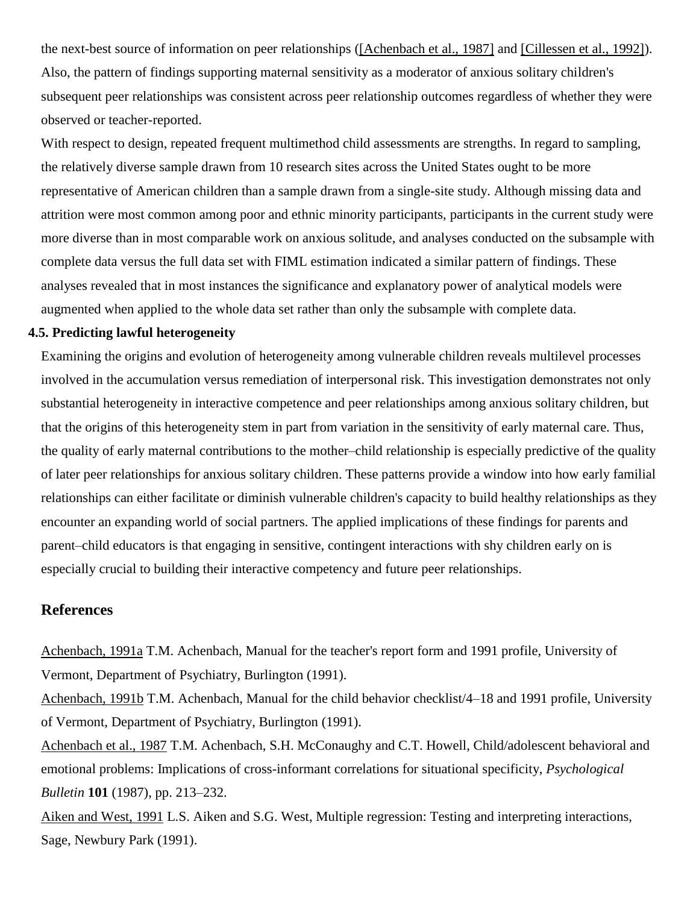the next-best source of information on peer relationships ([Achenbach et al., 1987] and [Cillessen et al., 1992]). Also, the pattern of findings supporting maternal sensitivity as a moderator of anxious solitary children's subsequent peer relationships was consistent across peer relationship outcomes regardless of whether they were observed or teacher-reported.

With respect to design, repeated frequent multimethod child assessments are strengths. In regard to sampling, the relatively diverse sample drawn from 10 research sites across the United States ought to be more representative of American children than a sample drawn from a single-site study. Although missing data and attrition were most common among poor and ethnic minority participants, participants in the current study were more diverse than in most comparable work on anxious solitude, and analyses conducted on the subsample with complete data versus the full data set with FIML estimation indicated a similar pattern of findings. These analyses revealed that in most instances the significance and explanatory power of analytical models were augmented when applied to the whole data set rather than only the subsample with complete data.

### 4.5. Predicting lawful heterogeneity

Examining the origins and evolution of heterogeneity among vulnerable children reveals multilevel processes involved in the accumulation versus remediation of interpersonal risk. This investigation demonstrates not only substantial heterogeneity in interactive competence and peer relationships among anxious solitary children, but that the origins of this heterogeneity stem in part from variation in the sensitivity of early maternal care. Thus, the quality of early maternal contributions to the mother–child relationship is especially predictive of the quality of later peer relationships for anxious solitary children. These patterns provide a window into how early familial relationships can either facilitate or diminish vulnerable children's capacity to build healthy relationships as they encounter an expanding world of social partners. The applied implications of these findings for parents and parent–child educators is that engaging in sensitive, contingent interactions with shy children early on is especially crucial to building their interactive competency and future peer relationships.

## References

Achenbach, 1991a T.M. Achenbach, Manual for the teacher's report form and 1991 profile, University of Vermont, Department of Psychiatry, Burlington (1991).

Achenbach, 1991b T.M. Achenbach, Manual for the child behavior checklist/4–18 and 1991 profile, University of Vermont, Department of Psychiatry, Burlington (1991).

Achenbach et al., 1987 T.M. Achenbach, S.H. McConaughy and C.T. Howell, Child/adolescent behavioral and emotional problems: Implications of cross-informant correlations for situational specificity, *Psychological Bulletin* **101** (1987), pp. 213–232.

Aiken and West, 1991 L.S. Aiken and S.G. West, Multiple regression: Testing and interpreting interactions, Sage, Newbury Park (1991).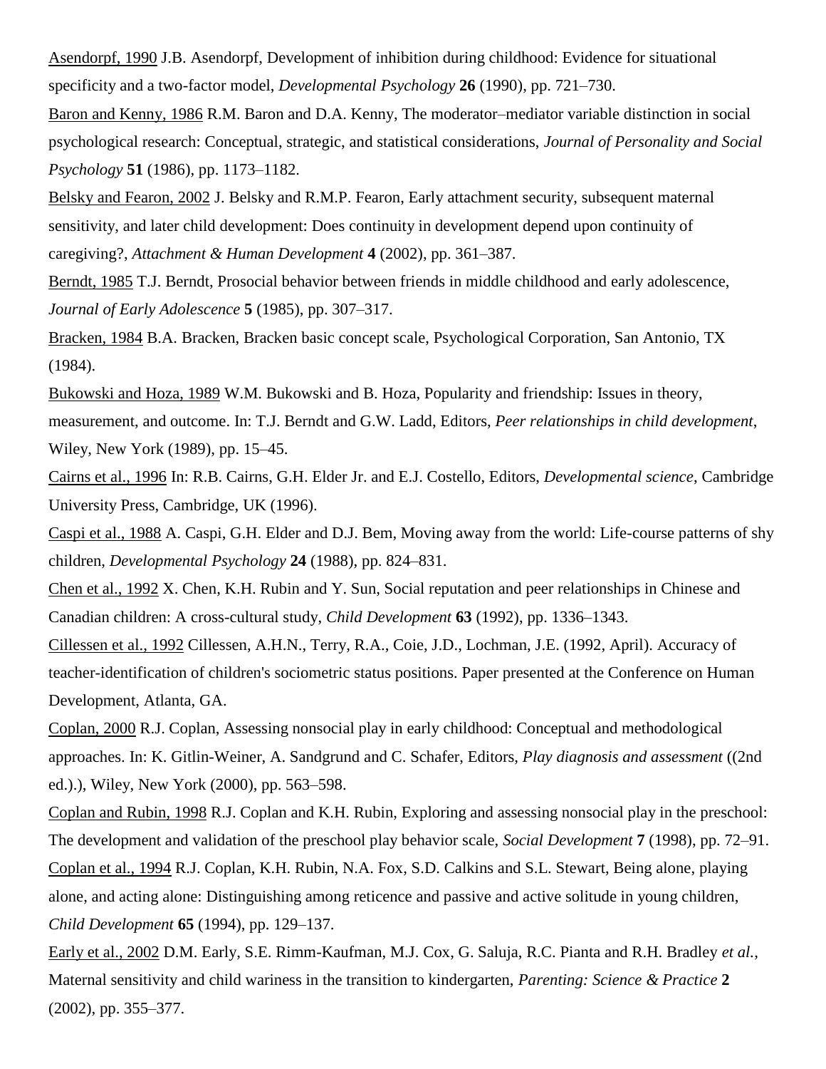Asendorpf, 1990 J.B. Asendorpf, Development of inhibition during childhood: Evidence for situational specificity and a two-factor model, *Developmental Psychology* **26** (1990), pp. 721–730.

Baron and Kenny, 1986 R.M. Baron and D.A. Kenny, The moderator–mediator variable distinction in social psychological research: Conceptual, strategic, and statistical considerations, *Journal of Personality and Social Psychology* **51** (1986), pp. 1173–1182.

Belsky and Fearon, 2002 J. Belsky and R.M.P. Fearon, Early attachment security, subsequent maternal sensitivity, and later child development: Does continuity in development depend upon continuity of caregiving?, *Attachment & Human Development* **4** (2002), pp. 361–387.

Berndt, 1985 T.J. Berndt, Prosocial behavior between friends in middle childhood and early adolescence, *Journal of Early Adolescence* **5** (1985), pp. 307–317.

Bracken, 1984 B.A. Bracken, Bracken basic concept scale, Psychological Corporation, San Antonio, TX (1984).

Bukowski and Hoza, 1989 W.M. Bukowski and B. Hoza, Popularity and friendship: Issues in theory, measurement, and outcome. In: T.J. Berndt and G.W. Ladd, Editors, *Peer relationships in child development*, Wiley, New York (1989), pp. 15–45.

Cairns et al., 1996 In: R.B. Cairns, G.H. Elder Jr. and E.J. Costello, Editors, *Developmental science*, Cambridge University Press, Cambridge, UK (1996).

Caspi et al., 1988 A. Caspi, G.H. Elder and D.J. Bem, Moving away from the world: Life-course patterns of shy children, *Developmental Psychology* **24** (1988), pp. 824–831.

Chen et al., 1992 X. Chen, K.H. Rubin and Y. Sun, Social reputation and peer relationships in Chinese and Canadian children: A cross-cultural study, *Child Development* **63** (1992), pp. 1336–1343.

Cillessen et al., 1992 Cillessen, A.H.N., Terry, R.A., Coie, J.D., Lochman, J.E. (1992, April). Accuracy of teacher-identification of children's sociometric status positions. Paper presented at the Conference on Human Development, Atlanta, GA.

Coplan, 2000 R.J. Coplan, Assessing nonsocial play in early childhood: Conceptual and methodological approaches. In: K. Gitlin-Weiner, A. Sandgrund and C. Schafer, Editors, *Play diagnosis and assessment* ((2nd ed.).), Wiley, New York (2000), pp. 563–598.

Coplan and Rubin, 1998 R.J. Coplan and K.H. Rubin, Exploring and assessing nonsocial play in the preschool: The development and validation of the preschool play behavior scale, *Social Development* **7** (1998), pp. 72–91.

Coplan et al., 1994 R.J. Coplan, K.H. Rubin, N.A. Fox, S.D. Calkins and S.L. Stewart, Being alone, playing alone, and acting alone: Distinguishing among reticence and passive and active solitude in young children, *Child Development* **65** (1994), pp. 129–137.

Early et al., 2002 D.M. Early, S.E. Rimm-Kaufman, M.J. Cox, G. Saluja, R.C. Pianta and R.H. Bradley *et al.*, Maternal sensitivity and child wariness in the transition to kindergarten, *Parenting: Science & Practice* **2** (2002), pp. 355–377.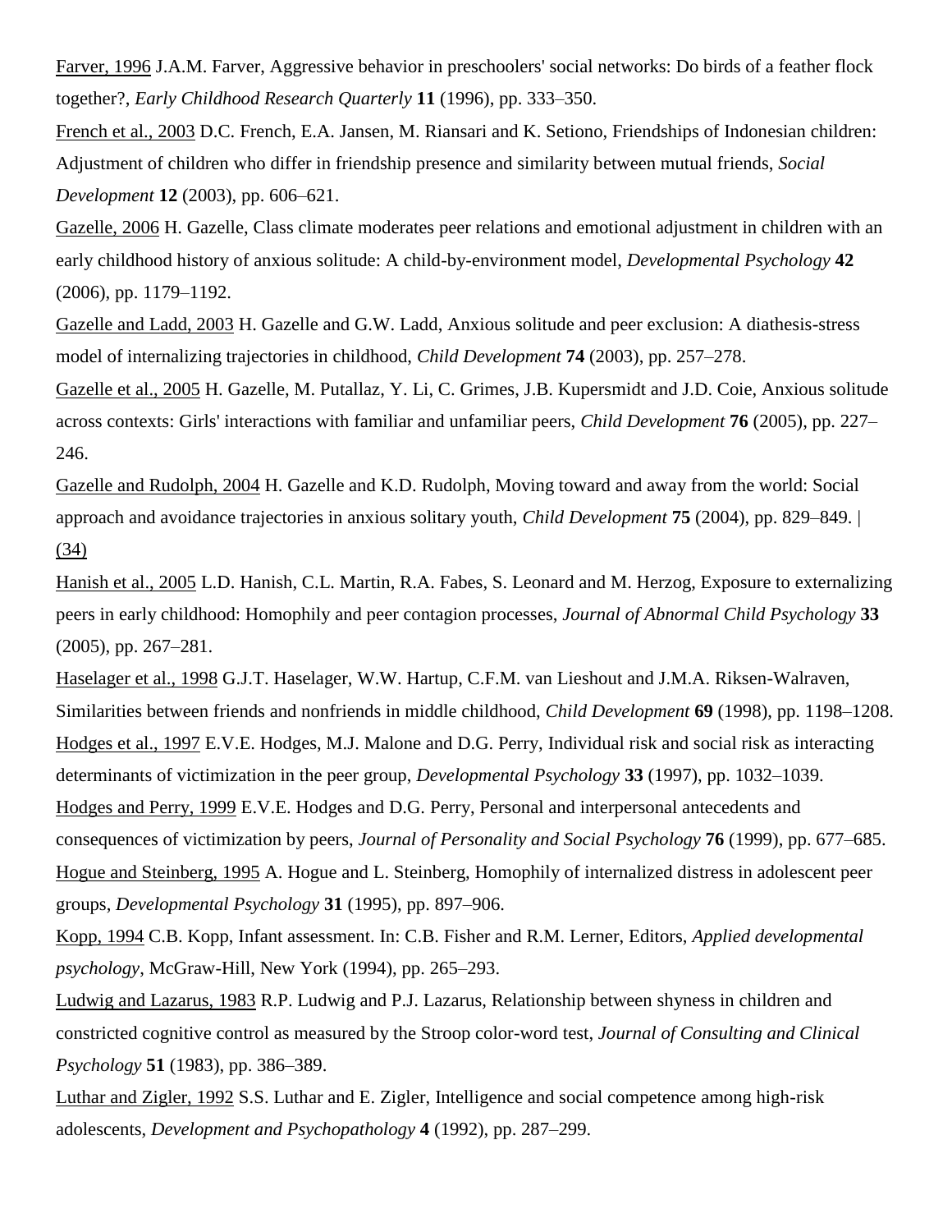Farver, 1996 J.A.M. Farver, Aggressive behavior in preschoolers' social networks: Do birds of a feather flock together?, *Early Childhood Research Quarterly* **11** (1996), pp. 333–350.

French et al., 2003 D.C. French, E.A. Jansen, M. Riansari and K. Setiono, Friendships of Indonesian children: Adjustment of children who differ in friendship presence and similarity between mutual friends, *Social Development* **12** (2003), pp. 606–621.

Gazelle, 2006 H. Gazelle, Class climate moderates peer relations and emotional adjustment in children with an early childhood history of anxious solitude: A child-by-environment model, *Developmental Psychology* **42** (2006), pp. 1179–1192.

Gazelle and Ladd, 2003 H. Gazelle and G.W. Ladd, Anxious solitude and peer exclusion: A diathesis-stress model of internalizing trajectories in childhood, *Child Development* **74** (2003), pp. 257–278.

Gazelle et al., 2005 H. Gazelle, M. Putallaz, Y. Li, C. Grimes, J.B. Kupersmidt and J.D. Coie, Anxious solitude across contexts: Girls' interactions with familiar and unfamiliar peers, *Child Development* **76** (2005), pp. 227–246.

Gazelle and Rudolph, 2004 H. Gazelle and K.D. Rudolph, Moving toward and away from the world: Social approach and avoidance trajectories in anxious solitary youth, *Child Development* **75** (2004), pp. 829–849. | (34)

Hanish et al., 2005 L.D. Hanish, C.L. Martin, R.A. Fabes, S. Leonard and M. Herzog, Exposure to externalizing peers in early childhood: Homophily and peer contagion processes, *Journal of Abnormal Child Psychology* **33** (2005), pp. 267–281.

Haselager et al., 1998 G.J.T. Haselager, W.W. Hartup, C.F.M. van Lieshout and J.M.A. Riksen-Walraven, Similarities between friends and nonfriends in middle childhood, *Child Development* **69** (1998), pp. 1198–1208.

Hodges et al., 1997 E.V.E. Hodges, M.J. Malone and D.G. Perry, Individual risk and social risk as interacting determinants of victimization in the peer group, *Developmental Psychology* **33** (1997), pp. 1032–1039.

Hodges and Perry, 1999 E.V.E. Hodges and D.G. Perry, Personal and interpersonal antecedents and consequences of victimization by peers, *Journal of Personality and Social Psychology* **76** (1999), pp. 677–685.

Hogue and Steinberg, 1995 A. Hogue and L. Steinberg, Homophily of internalized distress in adolescent peer groups, *Developmental Psychology* **31** (1995), pp. 897–906.

Kopp, 1994 C.B. Kopp, Infant assessment. In: C.B. Fisher and R.M. Lerner, Editors, *Applied developmental psychology*, McGraw-Hill, New York (1994), pp. 265–293.

Ludwig and Lazarus, 1983 R.P. Ludwig and P.J. Lazarus, Relationship between shyness in children and constricted cognitive control as measured by the Stroop color-word test, *Journal of Consulting and Clinical Psychology* **51** (1983), pp. 386–389.

Luthar and Zigler, 1992 S.S. Luthar and E. Zigler, Intelligence and social competence among high-risk adolescents, *Development and Psychopathology* **4** (1992), pp. 287–299.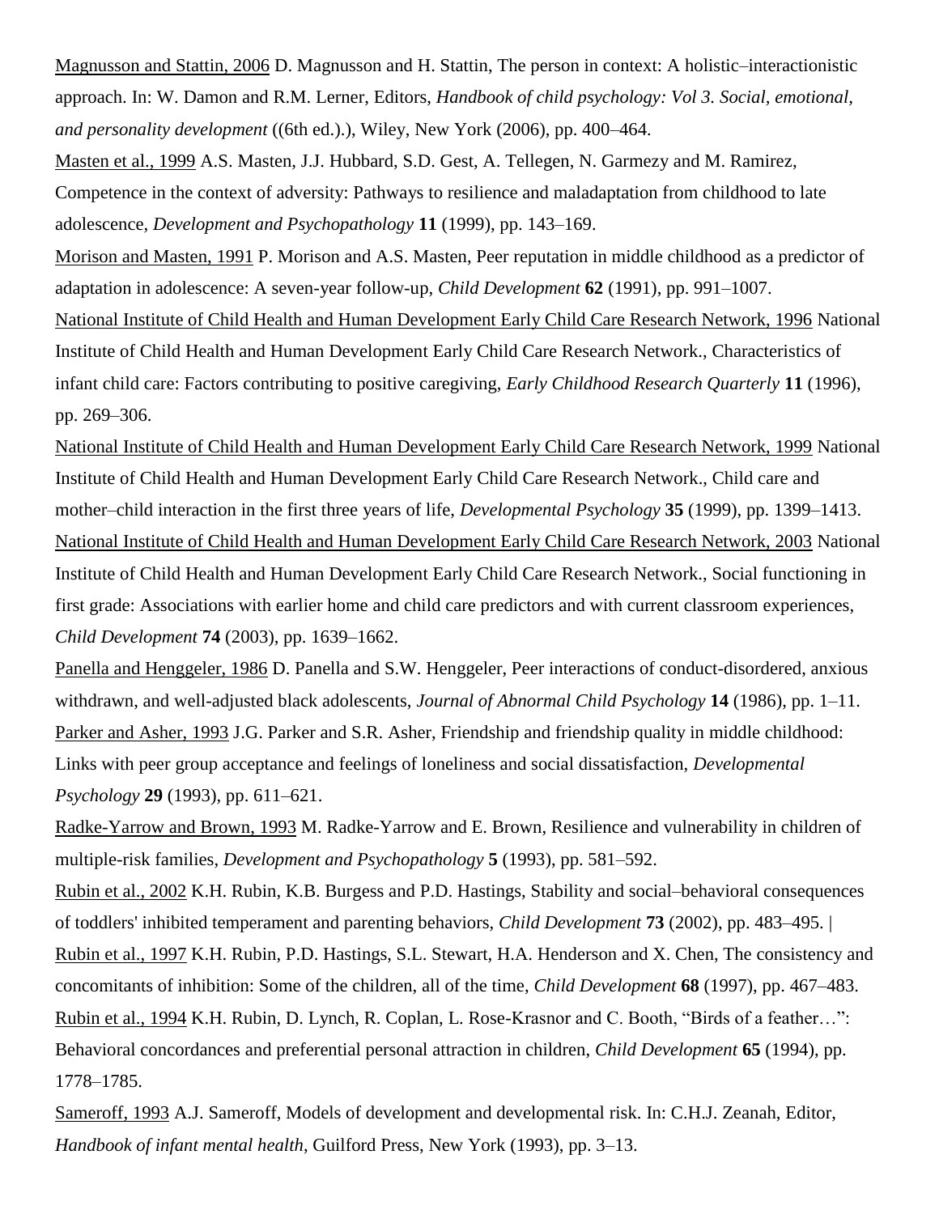Magnusson and Stattin, 2006 D. Magnusson and H. Stattin, The person in context: A holistic–interactionistic approach. In: W. Damon and R.M. Lerner, Editors, *Handbook of child psychology: Vol 3. Social, emotional, and personality development* ((6th ed.).), Wiley, New York (2006), pp. 400–464.

Masten et al., 1999 A.S. Masten, J.J. Hubbard, S.D. Gest, A. Tellegen, N. Garmezy and M. Ramirez, Competence in the context of adversity: Pathways to resilience and maladaptation from childhood to late adolescence, *Development and Psychopathology* **11** (1999), pp. 143–169.

Morison and Masten, 1991 P. Morison and A.S. Masten, Peer reputation in middle childhood as a predictor of adaptation in adolescence: A seven-year follow-up, *Child Development* **62** (1991), pp. 991–1007.

National Institute of Child Health and Human Development Early Child Care Research Network, 1996 National Institute of Child Health and Human Development Early Child Care Research Network., Characteristics of infant child care: Factors contributing to positive caregiving, *Early Childhood Research Quarterly* **11** (1996), pp. 269–306.

National Institute of Child Health and Human Development Early Child Care Research Network, 1999 National Institute of Child Health and Human Development Early Child Care Research Network., Child care and mother–child interaction in the first three years of life, *Developmental Psychology* **35** (1999), pp. 1399–1413.

National Institute of Child Health and Human Development Early Child Care Research Network, 2003 National Institute of Child Health and Human Development Early Child Care Research Network., Social functioning in first grade: Associations with earlier home and child care predictors and with current classroom experiences, *Child Development* **74** (2003), pp. 1639–1662.

Panella and Henggeler, 1986 D. Panella and S.W. Henggeler, Peer interactions of conduct-disordered, anxious withdrawn, and well-adjusted black adolescents, *Journal of Abnormal Child Psychology* **14** (1986), pp. 1–11.

Parker and Asher, 1993 J.G. Parker and S.R. Asher, Friendship and friendship quality in middle childhood: Links with peer group acceptance and feelings of loneliness and social dissatisfaction, *Developmental Psychology* **29** (1993), pp. 611–621.

Radke-Yarrow and Brown, 1993 M. Radke-Yarrow and E. Brown, Resilience and vulnerability in children of multiple-risk families, *Development and Psychopathology* **5** (1993), pp. 581–592.

Rubin et al., 2002 K.H. Rubin, K.B. Burgess and P.D. Hastings, Stability and social–behavioral consequences of toddlers' inhibited temperament and parenting behaviors, *Child Development* **73** (2002), pp. 483–495. |

Rubin et al., 1997 K.H. Rubin, P.D. Hastings, S.L. Stewart, H.A. Henderson and X. Chen, The consistency and concomitants of inhibition: Some of the children, all of the time, *Child Development* **68** (1997), pp. 467–483.

Rubin et al., 1994 K.H. Rubin, D. Lynch, R. Coplan, L. Rose-Krasnor and C. Booth, "Birds of a feather…": Behavioral concordances and preferential personal attraction in children, *Child Development* **65** (1994), pp. 1778–1785.

Sameroff, 1993 A.J. Sameroff, Models of development and developmental risk. In: C.H.J. Zeanah, Editor, *Handbook of infant mental health*, Guilford Press, New York (1993), pp. 3–13.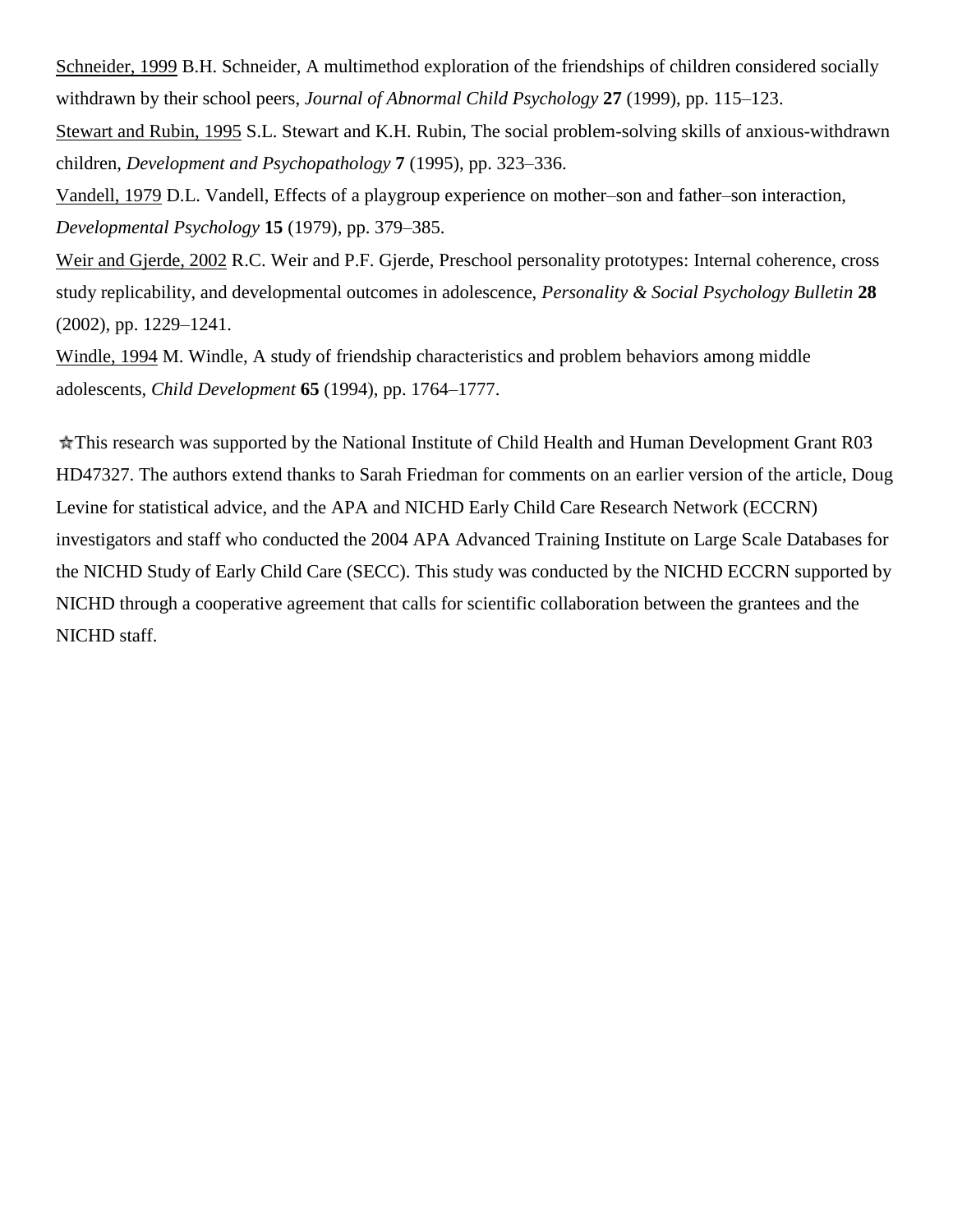Schneider, 1999 B.H. Schneider, A multimethod exploration of the friendships of children considered socially withdrawn by their school peers, *Journal of Abnormal Child Psychology* **27** (1999), pp. 115–123.

Stewart and Rubin, 1995 S.L. Stewart and K.H. Rubin, The social problem-solving skills of anxious-withdrawn children, *Development and Psychopathology* **7** (1995), pp. 323–336.

Vandell, 1979 D.L. Vandell, Effects of a playgroup experience on mother–son and father–son interaction, *Developmental Psychology* **15** (1979), pp. 379–385.

Weir and Gjerde, 2002 R.C. Weir and P.F. Gjerde, Preschool personality prototypes: Internal coherence, cross study replicability, and developmental outcomes in adolescence, *Personality & Social Psychology Bulletin* **28** (2002), pp. 1229–1241.

Windle, 1994 M. Windle, A study of friendship characteristics and problem behaviors among middle adolescents, *Child Development* **65** (1994), pp. 1764–1777.

☆This research was supported by the National Institute of Child Health and Human Development Grant R03 HD47327. The authors extend thanks to Sarah Friedman for comments on an earlier version of the article, Doug Levine for statistical advice, and the APA and NICHD Early Child Care Research Network (ECCRN) investigators and staff who conducted the 2004 APA Advanced Training Institute on Large Scale Databases for the NICHD Study of Early Child Care (SECC). This study was conducted by the NICHD ECCRN supported by NICHD through a cooperative agreement that calls for scientific collaboration between the grantees and the NICHD staff.